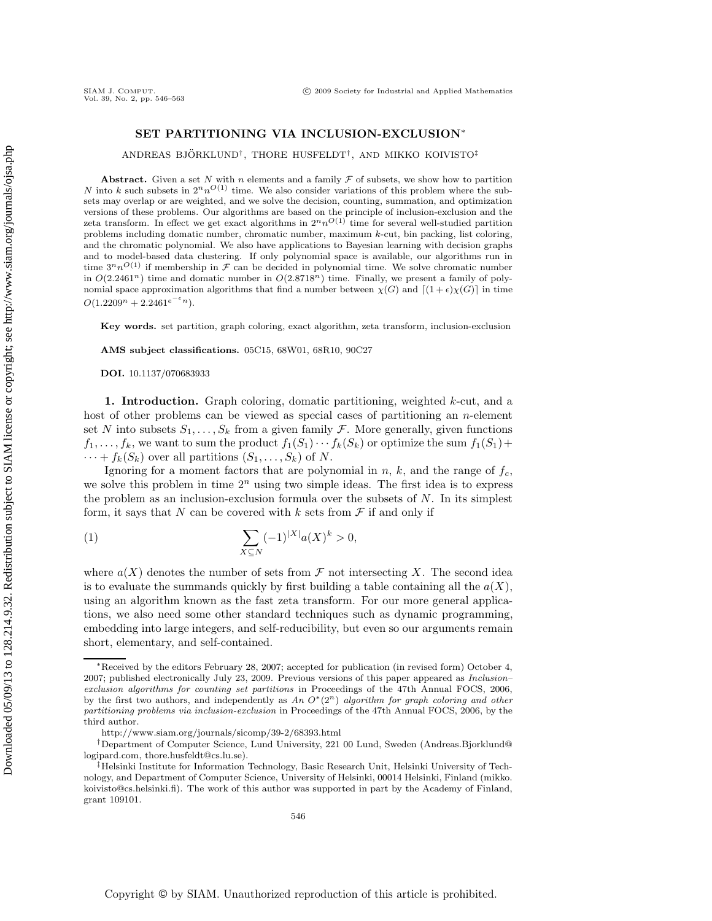# SET PARTITIONING VIA INCLUSION-EXCLUSION*

ANDREAS BJÖRKLUND†, THORE HUSFELDT†, AND MIKKO KOIVISTO‡

**Abstract.** Given a set $N$ with $n$ elements and a family $\mathcal{F}$ of subsets, we show how to partition $N$ into $k$ such subsets in $2^n n^{O(1)}$ time. We also consider variations of this problem where the subsets may overlap or are weighted, and we solve the decision, counting, summation, and optimization versions of these problems. Our algorithms are based on the principle of inclusion-exclusion and the zeta transform. In effect we get exact algorithms in $2^n n^{O(1)}$ time for several well-studied partition problems including domatic number, chromatic number, maximum $k$-cut, bin packing, list coloring, and the chromatic polynomial. We also have applications to Bayesian learning with decision graphs and to model-based data clustering. If only polynomial space is available, our algorithms run in time $3^n n^{O(1)}$ if membership in $\mathcal{F}$ can be decided in polynomial time. We solve chromatic number in $O(2.2461^n)$ time and domatic number in $O(2.8718^n)$ time. Finally, we present a family of polynomial space approximation algorithms that find a number between $\chi(G)$ and $\lceil(1+\epsilon)\chi(G)\rceil$ in time $O(1.2209^n + 2.2461^{e^{-\epsilon}n})$.

**Key words.** set partition, graph coloring, exact algorithm, zeta transform, inclusion-exclusion

**AMS subject classifications.** 05C15, 68W01, 68R10, 90C27

**DOI.** 10.1137/070683933

**1. Introduction.** Graph coloring, domatic partitioning, weighted $k$-cut, and a host of other problems can be viewed as special cases of partitioning an $n$-element set $N$ into subsets $S_1, \ldots, S_k$ from a given family $\mathcal{F}$. More generally, given functions $f_1, \ldots, f_k$, we want to sum the product $f_1(S_1) \cdots f_k(S_k)$ or optimize the sum $f_1(S_1) + \cdots + f_k(S_k)$ over all partitions $(S_1, \ldots, S_k)$ of $N$.

Ignoring for a moment factors that are polynomial in $n$, $k$, and the range of $f_c$, we solve this problem in time $2^n$ using two simple ideas. The first idea is to express the problem as an inclusion-exclusion formula over the subsets of $N$. In its simplest form, it says that $N$ can be covered with $k$ sets from $\mathcal{F}$ if and only if

$$\sum_{X \subseteq N} (-1)^{|X|} a(X)^k > 0, \tag{1}$$

where $a(X)$ denotes the number of sets from $\mathcal{F}$ not intersecting $X$. The second idea is to evaluate the summands quickly by first building a table containing all the $a(X)$, using an algorithm known as the fast zeta transform. For our more general applications, we also need some other standard techniques such as dynamic programming, embedding into large integers, and self-reducibility, but even so our arguments remain short, elementary, and self-contained.

---

*Received by the editors February 28, 2007; accepted for publication (in revised form) October 4, 2007; published electronically July 23, 2009. Previous versions of this paper appeared as *Inclusion–exclusion algorithms for counting set partitions* in Proceedings of the 47th Annual FOCS, 2006, by the first two authors, and independently as *An $O^*(2^n)$ algorithm for graph coloring and other partitioning problems via inclusion-exclusion* in Proceedings of the 47th Annual FOCS, 2006, by the third author.

http://www.siam.org/journals/sicomp/39-2/68393.html

†Department of Computer Science, Lund University, 221 00 Lund, Sweden (Andreas.Bjorklund@logipard.com, thore.husfeldt@cs.lu.se).

‡Helsinki Institute for Information Technology, Basic Research Unit, Helsinki University of Technology, and Department of Computer Science, University of Helsinki, 00014 Helsinki, Finland (mikko.koivisto@cs.helsinki.fi). The work of this author was supported in part by the Academy of Finland, grant 109101.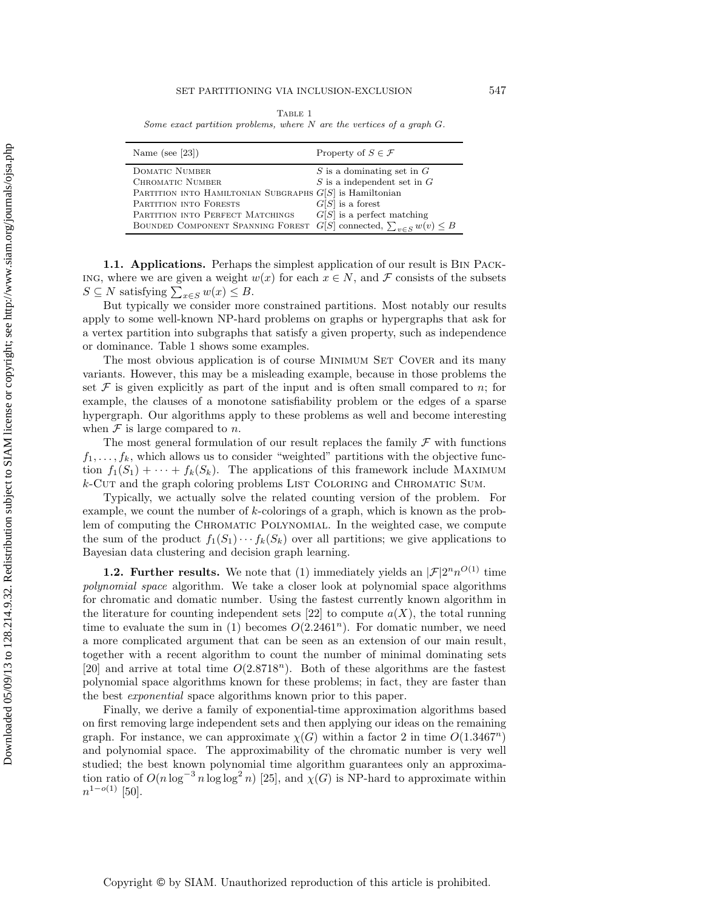Table 1

*Some exact partition problems, where $N$ are the vertices of a graph $G$.*

| Name (see [23]) | Property of $S \in \mathcal{F}$ |
|---|---|
| Domatic Number | $S$ is a dominating set in $G$ |
| Chromatic Number | $S$ is a independent set in $G$ |
| Partition into Hamiltonian Subgraphs | $G[S]$ is Hamiltonian |
| Partition into Forests | $G[S]$ is a forest |
| Partition into Perfect Matchings | $G[S]$ is a perfect matching |
| Bounded Component Spanning Forest | $G[S]$ connected, $\sum_{v \in S} w(v) \leq B$ |

### 1.1. Applications.

Perhaps the simplest application of our result is Bin Packing, where we are given a weight $w(x)$ for each $x \in N$, and $\mathcal{F}$ consists of the subsets $S \subseteq N$ satisfying $\sum_{x \in S} w(x) \leq B$.

But typically we consider more constrained partitions. Most notably our results apply to some well-known NP-hard problems on graphs or hypergraphs that ask for a vertex partition into subgraphs that satisfy a given property, such as independence or dominance. Table 1 shows some examples.

The most obvious application is of course Minimum Set Cover and its many variants. However, this may be a misleading example, because in those problems the set $\mathcal{F}$ is given explicitly as part of the input and is often small compared to $n$; for example, the clauses of a monotone satisfiability problem or the edges of a sparse hypergraph. Our algorithms apply to these problems as well and become interesting when $\mathcal{F}$ is large compared to $n$.

The most general formulation of our result replaces the family $\mathcal{F}$ with functions $f_1, \ldots, f_k$, which allows us to consider "weighted" partitions with the objective function $f_1(S_1) + \cdots + f_k(S_k)$. The applications of this framework include Maximum $k$-Cut and the graph coloring problems List Coloring and Chromatic Sum.

Typically, we actually solve the related counting version of the problem. For example, we count the number of $k$-colorings of a graph, which is known as the problem of computing the Chromatic Polynomial. In the weighted case, we compute the sum of the product $f_1(S_1) \cdots f_k(S_k)$ over all partitions; we give applications to Bayesian data clustering and decision graph learning.

### 1.2. Further results.

We note that (1) immediately yields an $|\mathcal{F}|2^n n^{O(1)}$ time *polynomial space* algorithm. We take a closer look at polynomial space algorithms for chromatic and domatic number. Using the fastest currently known algorithm in the literature for counting independent sets [22] to compute $a(X)$, the total running time to evaluate the sum in (1) becomes $O(2.2461^n)$. For domatic number, we need a more complicated argument that can be seen as an extension of our main result, together with a recent algorithm to count the number of minimal dominating sets [20] and arrive at total time $O(2.8718^n)$. Both of these algorithms are the fastest polynomial space algorithms known for these problems; in fact, they are faster than the best *exponential* space algorithms known prior to this paper.

Finally, we derive a family of exponential-time approximation algorithms based on first removing large independent sets and then applying our ideas on the remaining graph. For instance, we can approximate $\chi(G)$ within a factor 2 in time $O(1.3467^n)$ and polynomial space. The approximability of the chromatic number is very well studied; the best known polynomial time algorithm guarantees only an approximation ratio of $O(n \log^{-3} n \log\log^2 n)$ [25], and $\chi(G)$ is NP-hard to approximate within $n^{1-o(1)}$ [50].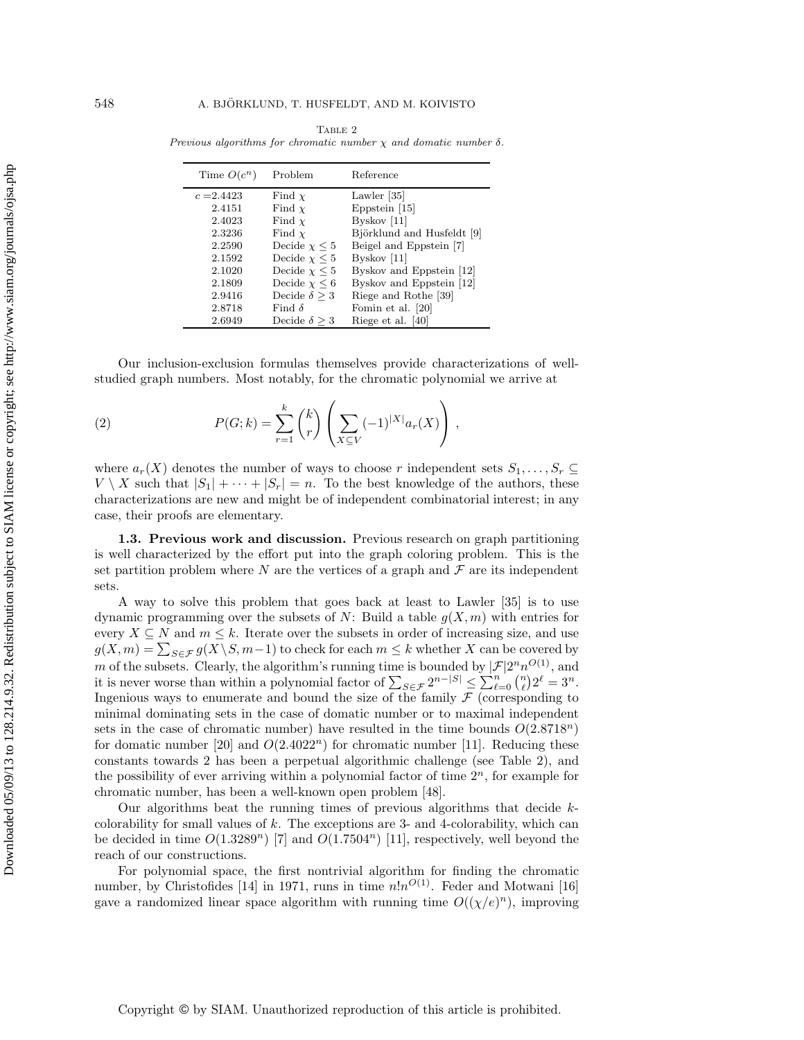Table 2
*Previous algorithms for chromatic number $\chi$ and domatic number $\delta$.*

| Time $O(c^n)$ | Problem | Reference |
|---|---|---|
| $c = 2.4423$ | Find $\chi$ | Lawler [35] |
| 2.4151 | Find $\chi$ | Eppstein [15] |
| 2.4023 | Find $\chi$ | Byskov [11] |
| 2.3236 | Find $\chi$ | Björklund and Husfeldt [9] |
| 2.2590 | Decide $\chi \le 5$ | Beigel and Eppstein [7] |
| 2.1592 | Decide $\chi \le 5$ | Byskov [11] |
| 2.1020 | Decide $\chi \le 5$ | Byskov and Eppstein [12] |
| 2.1809 | Decide $\chi \le 6$ | Byskov and Eppstein [12] |
| 2.9416 | Decide $\delta \ge 3$ | Riege and Rothe [39] |
| 2.8718 | Find $\delta$ | Fomin et al. [20] |
| 2.6949 | Decide $\delta \ge 3$ | Riege et al. [40] |

Our inclusion-exclusion formulas themselves provide characterizations of well-studied graph numbers. Most notably, for the chromatic polynomial we arrive at

$$P(G;k) = \sum_{r=1}^{k} \binom{k}{r} \left( \sum_{X \subseteq V} (-1)^{|X|} a_r(X) \right), \tag{2}$$

where $a_r(X)$ denotes the number of ways to choose $r$ independent sets $S_1, \ldots, S_r \subseteq V \setminus X$ such that $|S_1| + \cdots + |S_r| = n$. To the best knowledge of the authors, these characterizations are new and might be of independent combinatorial interest; in any case, their proofs are elementary.

**1.3. Previous work and discussion.** Previous research on graph partitioning is well characterized by the effort put into the graph coloring problem. This is the set partition problem where $N$ are the vertices of a graph and $\mathcal{F}$ are its independent sets.

A way to solve this problem that goes back at least to Lawler [35] is to use dynamic programming over the subsets of $N$: Build a table $g(X, m)$ with entries for every $X \subseteq N$ and $m \le k$. Iterate over the subsets in order of increasing size, and use $g(X, m) = \sum_{S \in \mathcal{F}} g(X \setminus S, m-1)$ to check for each $m \le k$ whether $X$ can be covered by $m$ of the subsets. Clearly, the algorithm's running time is bounded by $|\mathcal{F}| 2^n n^{O(1)}$, and it is never worse than within a polynomial factor of $\sum_{S \in \mathcal{F}} 2^{n-|S|} \le \sum_{\ell=0}^{n} \binom{n}{\ell} 2^\ell = 3^n$. Ingenious ways to enumerate and bound the size of the family $\mathcal{F}$ (corresponding to minimal dominating sets in the case of domatic number or to maximal independent sets in the case of chromatic number) have resulted in the time bounds $O(2.8718^n)$ for domatic number [20] and $O(2.4022^n)$ for chromatic number [11]. Reducing these constants towards 2 has been a perpetual algorithmic challenge (see Table 2), and the possibility of ever arriving within a polynomial factor of time $2^n$, for example for chromatic number, has been a well-known open problem [48].

Our algorithms beat the running times of previous algorithms that decide $k$-colorability for small values of $k$. The exceptions are 3- and 4-colorability, which can be decided in time $O(1.3289^n)$ [7] and $O(1.7504^n)$ [11], respectively, well beyond the reach of our constructions.

For polynomial space, the first nontrivial algorithm for finding the chromatic number, by Christofides [14] in 1971, runs in time $n! n^{O(1)}$. Feder and Motwani [16] gave a randomized linear space algorithm with running time $O((\chi/e)^n)$, improving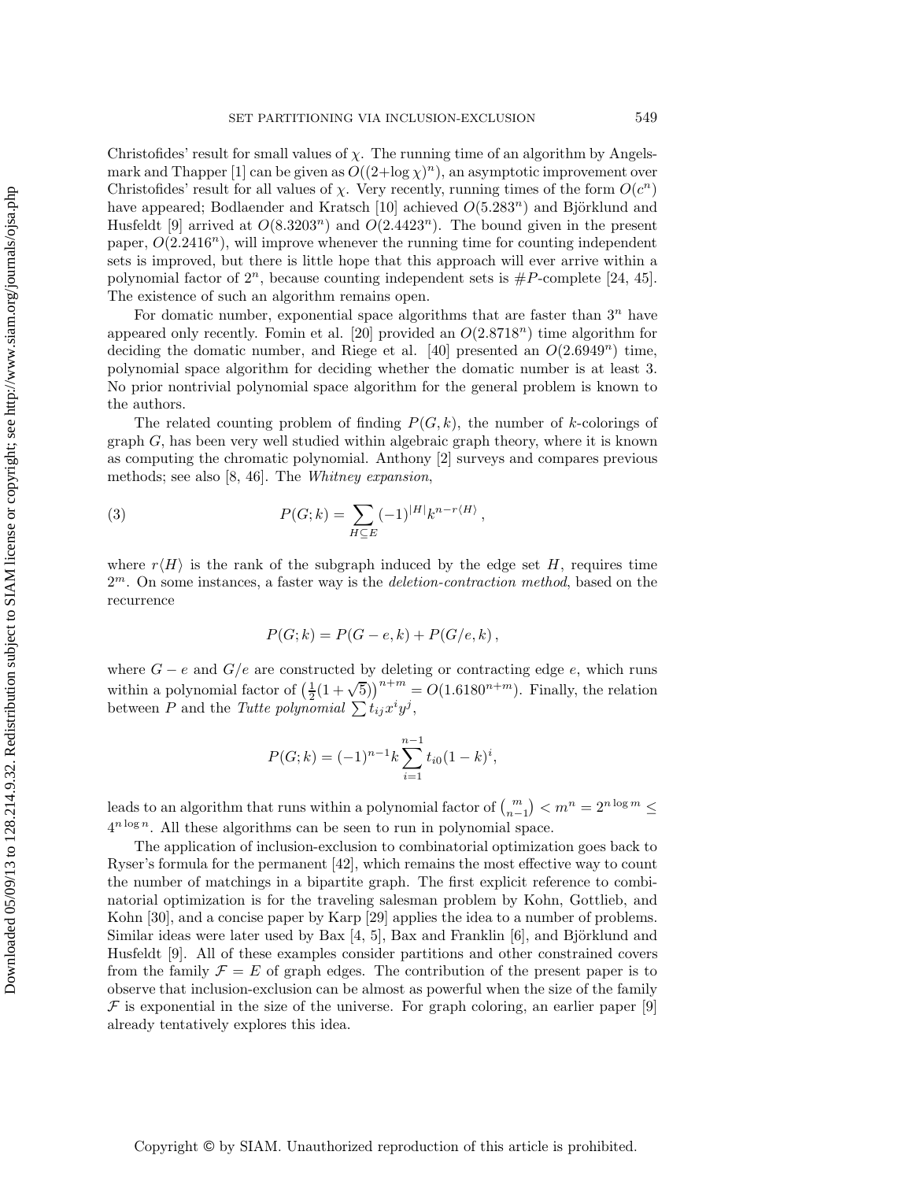Christofides' result for small values of $\chi$. The running time of an algorithm by Angelsmark and Thapper [1] can be given as $O((2+\log\chi)^n)$, an asymptotic improvement over Christofides' result for all values of $\chi$. Very recently, running times of the form $O(c^n)$ have appeared; Bodlaender and Kratsch [10] achieved $O(5.283^n)$ and Björklund and Husfeldt [9] arrived at $O(8.3203^n)$ and $O(2.4423^n)$. The bound given in the present paper, $O(2.2416^n)$, will improve whenever the running time for counting independent sets is improved, but there is little hope that this approach will ever arrive within a polynomial factor of $2^n$, because counting independent sets is $\#P$-complete [24, 45]. The existence of such an algorithm remains open.

For domatic number, exponential space algorithms that are faster than $3^n$ have appeared only recently. Fomin et al. [20] provided an $O(2.8718^n)$ time algorithm for deciding the domatic number, and Riege et al. [40] presented an $O(2.6949^n)$ time, polynomial space algorithm for deciding whether the domatic number is at least 3. No prior nontrivial polynomial space algorithm for the general problem is known to the authors.

The related counting problem of finding $P(G, k)$, the number of $k$-colorings of graph $G$, has been very well studied within algebraic graph theory, where it is known as computing the chromatic polynomial. Anthony [2] surveys and compares previous methods; see also [8, 46]. The *Whitney expansion*,

$$P(G;k) = \sum_{H \subseteq E} (-1)^{|H|} k^{n - r\langle H \rangle}\,, \tag{3}$$

where $r\langle H\rangle$ is the rank of the subgraph induced by the edge set $H$, requires time $2^m$. On some instances, a faster way is the *deletion-contraction method*, based on the recurrence

$$P(G;k) = P(G - e, k) + P(G/e, k)\,,$$

where $G - e$ and $G/e$ are constructed by deleting or contracting edge $e$, which runs within a polynomial factor of $\left(\frac{1}{2}(1+\sqrt{5})\right)^{n+m} = O(1.6180^{n+m})$. Finally, the relation between $P$ and the *Tutte polynomial* $\sum t_{ij} x^i y^j$,

$$P(G;k) = (-1)^{n-1} k \sum_{i=1}^{n-1} t_{i0} (1-k)^i,$$

leads to an algorithm that runs within a polynomial factor of $\binom{m}{n-1} < m^n = 2^{n \log m} \leq 4^{n \log n}$. All these algorithms can be seen to run in polynomial space.

The application of inclusion-exclusion to combinatorial optimization goes back to Ryser's formula for the permanent [42], which remains the most effective way to count the number of matchings in a bipartite graph. The first explicit reference to combinatorial optimization is for the traveling salesman problem by Kohn, Gottlieb, and Kohn [30], and a concise paper by Karp [29] applies the idea to a number of problems. Similar ideas were later used by Bax [4, 5], Bax and Franklin [6], and Björklund and Husfeldt [9]. All of these examples consider partitions and other constrained covers from the family $\mathcal{F} = E$ of graph edges. The contribution of the present paper is to observe that inclusion-exclusion can be almost as powerful when the size of the family $\mathcal{F}$ is exponential in the size of the universe. For graph coloring, an earlier paper [9] already tentatively explores this idea.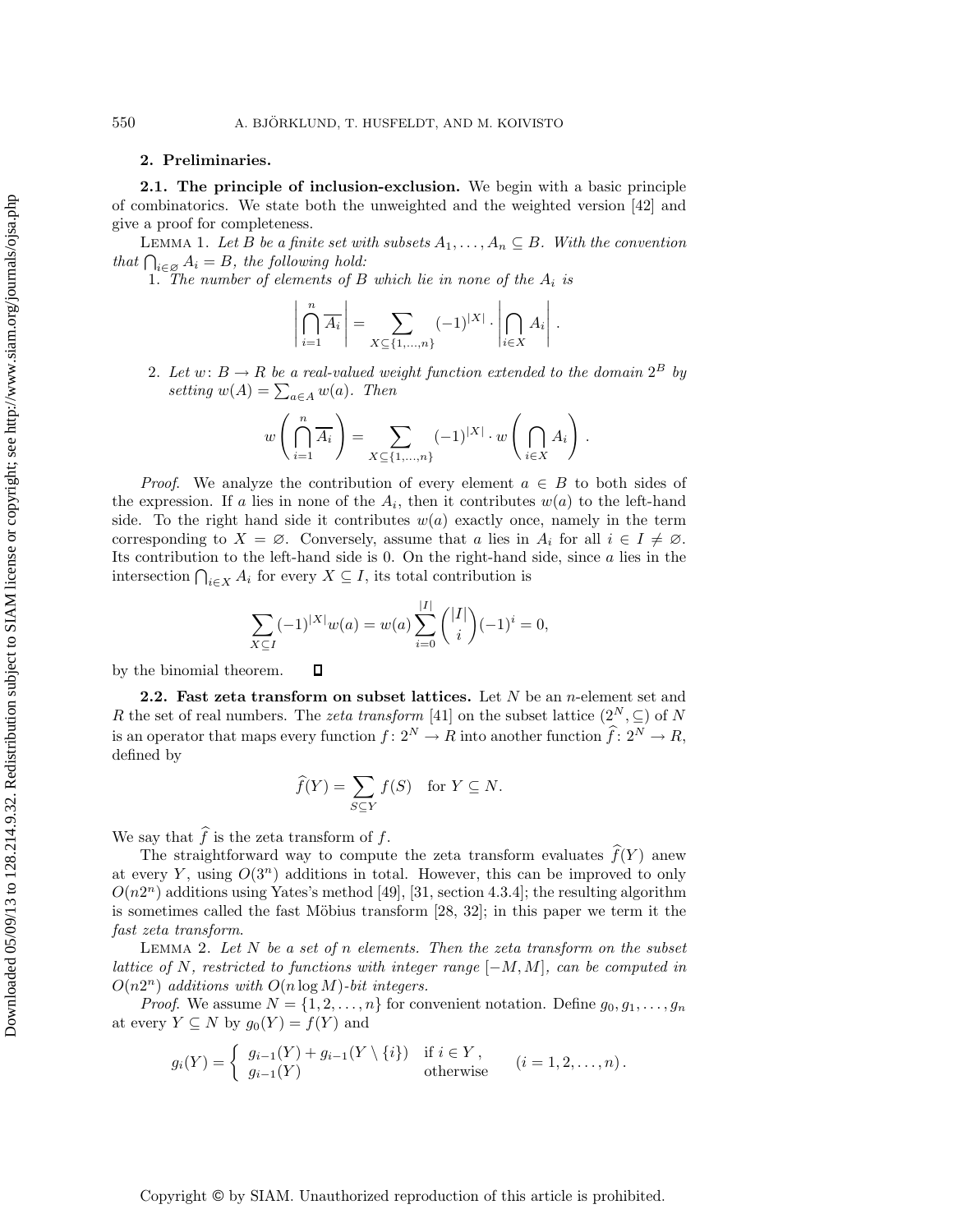## 2. Preliminaries.

**2.1. The principle of inclusion-exclusion.** We begin with a basic principle of combinatorics. We state both the unweighted and the weighted version [42] and give a proof for completeness.

Lemma 1. *Let $B$ be a finite set with subsets $A_1, \ldots, A_n \subseteq B$. With the convention that $\bigcap_{i \in \varnothing} A_i = B$, the following hold:*

1. *The number of elements of $B$ which lie in none of the $A_i$ is*

$$\left| \bigcap_{i=1}^{n} \overline{A_i} \right| = \sum_{X \subseteq \{1,\ldots,n\}} (-1)^{|X|} \cdot \left| \bigcap_{i \in X} A_i \right| .$$

2. *Let $w \colon B \to R$ be a real-valued weight function extended to the domain $2^B$ by setting $w(A) = \sum_{a \in A} w(a)$. Then*

$$w\left( \bigcap_{i=1}^{n} \overline{A_i} \right) = \sum_{X \subseteq \{1,\ldots,n\}} (-1)^{|X|} \cdot w\left( \bigcap_{i \in X} A_i \right) .$$

*Proof.* We analyze the contribution of every element $a \in B$ to both sides of the expression. If $a$ lies in none of the $A_i$, then it contributes $w(a)$ to the left-hand side. To the right hand side it contributes $w(a)$ exactly once, namely in the term corresponding to $X = \varnothing$. Conversely, assume that $a$ lies in $A_i$ for all $i \in I \neq \varnothing$. Its contribution to the left-hand side is 0. On the right-hand side, since $a$ lies in the intersection $\bigcap_{i \in X} A_i$ for every $X \subseteq I$, its total contribution is

$$\sum_{X \subseteq I} (-1)^{|X|} w(a) = w(a) \sum_{i=0}^{|I|} \binom{|I|}{i} (-1)^i = 0,$$

by the binomial theorem. $\square$

**2.2. Fast zeta transform on subset lattices.** Let $N$ be an $n$-element set and $R$ the set of real numbers. The *zeta transform* [41] on the subset lattice $(2^N, \subseteq)$ of $N$ is an operator that maps every function $f \colon 2^N \to R$ into another function $\widehat{f} \colon 2^N \to R$, defined by

$$\widehat{f}(Y) = \sum_{S \subseteq Y} f(S) \quad \text{for } Y \subseteq N.$$

We say that $\widehat{f}$ is the zeta transform of $f$.

The straightforward way to compute the zeta transform evaluates $\widehat{f}(Y)$ anew at every $Y$, using $O(3^n)$ additions in total. However, this can be improved to only $O(n2^n)$ additions using Yates's method [49], [31, section 4.3.4]; the resulting algorithm is sometimes called the fast Möbius transform [28, 32]; in this paper we term it the *fast zeta transform*.

Lemma 2. *Let $N$ be a set of $n$ elements. Then the zeta transform on the subset lattice of $N$, restricted to functions with integer range $[-M, M]$, can be computed in $O(n2^n)$ additions with $O(n \log M)$-bit integers.*

*Proof.* We assume $N = \{1, 2, \ldots, n\}$ for convenient notation. Define $g_0, g_1, \ldots, g_n$ at every $Y \subseteq N$ by $g_0(Y) = f(Y)$ and

$$g_i(Y) = \begin{cases} g_{i-1}(Y) + g_{i-1}(Y \setminus \{i\}) & \text{if } i \in Y\,, \\ g_{i-1}(Y) & \text{otherwise} \end{cases} \qquad (i = 1, 2, \ldots, n)\,.$$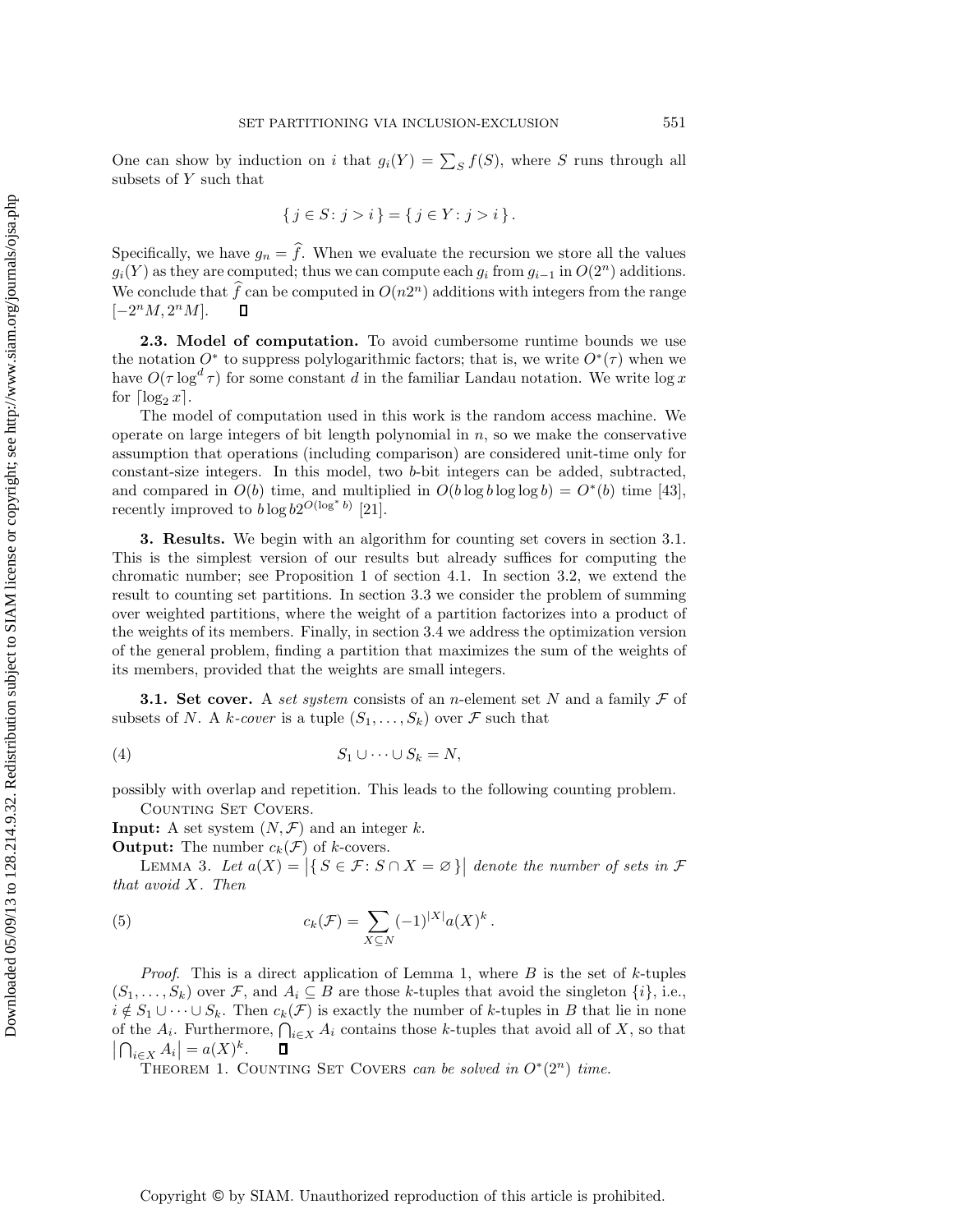One can show by induction on $i$ that $g_i(Y) = \sum_S f(S)$, where $S$ runs through all subsets of $Y$ such that

$$\{ j \in S \colon j > i \} = \{ j \in Y \colon j > i \} .$$

Specifically, we have $g_n = \widehat{f}$. When we evaluate the recursion we store all the values $g_i(Y)$ as they are computed; thus we can compute each $g_i$ from $g_{i-1}$ in $O(2^n)$ additions. We conclude that $\widehat{f}$ can be computed in $O(n2^n)$ additions with integers from the range $[-2^n M, 2^n M]$. ∎

### 2.3. Model of computation.

To avoid cumbersome runtime bounds we use the notation $O^*$ to suppress polylogarithmic factors; that is, we write $O^*(\tau)$ when we have $O(\tau \log^d \tau)$ for some constant $d$ in the familiar Landau notation. We write $\log x$ for $\lceil \log_2 x \rceil$.

The model of computation used in this work is the random access machine. We operate on large integers of bit length polynomial in $n$, so we make the conservative assumption that operations (including comparison) are considered unit-time only for constant-size integers. In this model, two $b$-bit integers can be added, subtracted, and compared in $O(b)$ time, and multiplied in $O(b \log b \log \log b) = O^*(b)$ time [43], recently improved to $b \log b 2^{O(\log^* b)}$ [21].

## 3. Results.

We begin with an algorithm for counting set covers in section 3.1. This is the simplest version of our results but already suffices for computing the chromatic number; see Proposition 1 of section 4.1. In section 3.2, we extend the result to counting set partitions. In section 3.3 we consider the problem of summing over weighted partitions, where the weight of a partition factorizes into a product of the weights of its members. Finally, in section 3.4 we address the optimization version of the general problem, finding a partition that maximizes the sum of the weights of its members, provided that the weights are small integers.

### 3.1. Set cover.

A *set system* consists of an $n$-element set $N$ and a family $\mathcal{F}$ of subsets of $N$. A *$k$-cover* is a tuple $(S_1, \ldots, S_k)$ over $\mathcal{F}$ such that

$$S_1 \cup \cdots \cup S_k = N, \tag{4}$$

possibly with overlap and repetition. This leads to the following counting problem.

Counting Set Covers.

**Input:** A set system $(N, \mathcal{F})$ and an integer $k$.

**Output:** The number $c_k(\mathcal{F})$ of $k$-covers.

Lemma 3. *Let $a(X) = \big|\{ S \in \mathcal{F} \colon S \cap X = \varnothing \}\big|$ denote the number of sets in $\mathcal{F}$ that avoid $X$. Then*

$$c_k(\mathcal{F}) = \sum_{X \subseteq N} (-1)^{|X|} a(X)^k . \tag{5}$$

*Proof.* This is a direct application of Lemma 1, where $B$ is the set of $k$-tuples $(S_1, \ldots, S_k)$ over $\mathcal{F}$, and $A_i \subseteq B$ are those $k$-tuples that avoid the singleton $\{i\}$, i.e., $i \notin S_1 \cup \cdots \cup S_k$. Then $c_k(\mathcal{F})$ is exactly the number of $k$-tuples in $B$ that lie in none of the $A_i$. Furthermore, $\bigcap_{i \in X} A_i$ contains those $k$-tuples that avoid all of $X$, so that $\big|\bigcap_{i \in X} A_i\big| = a(X)^k$. ∎

Theorem 1. *Counting Set Covers can be solved in $O^*(2^n)$ time.*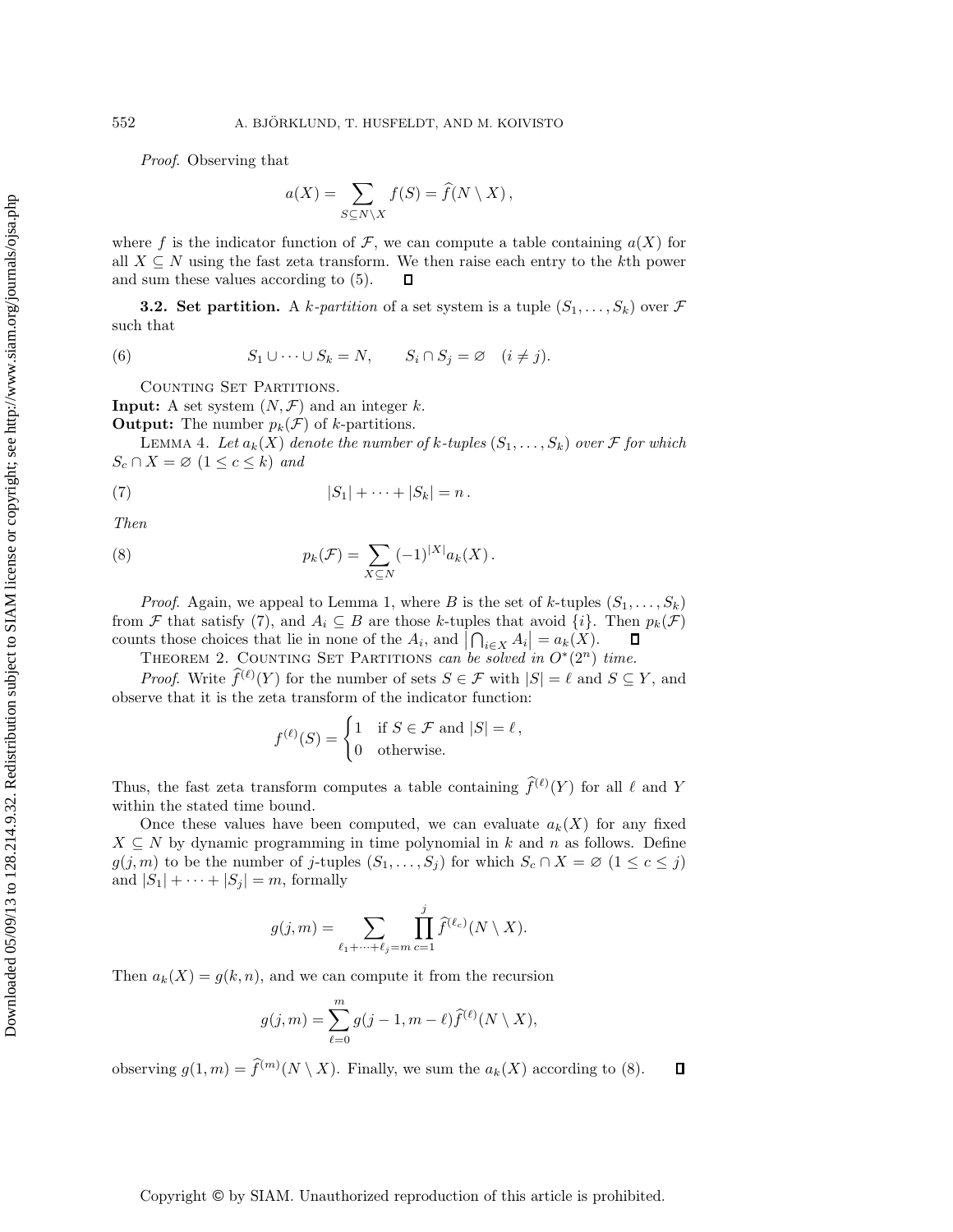*Proof.* Observing that

$$a(X) = \sum_{S \subseteq N \setminus X} f(S) = \widehat{f}(N \setminus X)\,,$$

where $f$ is the indicator function of $\mathcal{F}$, we can compute a table containing $a(X)$ for all $X \subseteq N$ using the fast zeta transform. We then raise each entry to the $k$th power and sum these values according to (5). ∎

**3.2. Set partition.** A *k-partition* of a set system is a tuple $(S_1, \dots, S_k)$ over $\mathcal{F}$ such that

$$S_1 \cup \cdots \cup S_k = N, \qquad S_i \cap S_j = \varnothing \quad (i \neq j). \tag{6}$$

Counting Set Partitions.
**Input:** A set system $(N, \mathcal{F})$ and an integer $k$.
**Output:** The number $p_k(\mathcal{F})$ of $k$-partitions.

Lemma 4. *Let $a_k(X)$ denote the number of $k$-tuples $(S_1, \dots, S_k)$ over $\mathcal{F}$ for which $S_c \cap X = \varnothing$ $(1 \le c \le k)$ and*

$$|S_1| + \cdots + |S_k| = n\,. \tag{7}$$

*Then*

$$p_k(\mathcal{F}) = \sum_{X \subseteq N} (-1)^{|X|} a_k(X)\,. \tag{8}$$

*Proof.* Again, we appeal to Lemma 1, where $B$ is the set of $k$-tuples $(S_1, \dots, S_k)$ from $\mathcal{F}$ that satisfy (7), and $A_i \subseteq B$ are those $k$-tuples that avoid $\{i\}$. Then $p_k(\mathcal{F})$ counts those choices that lie in none of the $A_i$, and $\left|\bigcap_{i \in X} A_i\right| = a_k(X)$. ∎

Theorem 2. Counting Set Partitions *can be solved in $O^*(2^n)$ time.*

*Proof.* Write $\widehat{f}^{(\ell)}(Y)$ for the number of sets $S \in \mathcal{F}$ with $|S| = \ell$ and $S \subseteq Y$, and observe that it is the zeta transform of the indicator function:

$$f^{(\ell)}(S) = \begin{cases} 1 & \text{if } S \in \mathcal{F} \text{ and } |S| = \ell\,, \\ 0 & \text{otherwise.} \end{cases}$$

Thus, the fast zeta transform computes a table containing $\widehat{f}^{(\ell)}(Y)$ for all $\ell$ and $Y$ within the stated time bound.

Once these values have been computed, we can evaluate $a_k(X)$ for any fixed $X \subseteq N$ by dynamic programming in time polynomial in $k$ and $n$ as follows. Define $g(j, m)$ to be the number of $j$-tuples $(S_1, \dots, S_j)$ for which $S_c \cap X = \varnothing$ $(1 \le c \le j)$ and $|S_1| + \cdots + |S_j| = m$, formally

$$g(j, m) = \sum_{\ell_1 + \cdots + \ell_j = m} \prod_{c=1}^{j} \widehat{f}^{(\ell_c)}(N \setminus X).$$

Then $a_k(X) = g(k, n)$, and we can compute it from the recursion

$$g(j, m) = \sum_{\ell=0}^{m} g(j-1, m-\ell)\widehat{f}^{(\ell)}(N \setminus X),$$

observing $g(1, m) = \widehat{f}^{(m)}(N \setminus X)$. Finally, we sum the $a_k(X)$ according to (8). ∎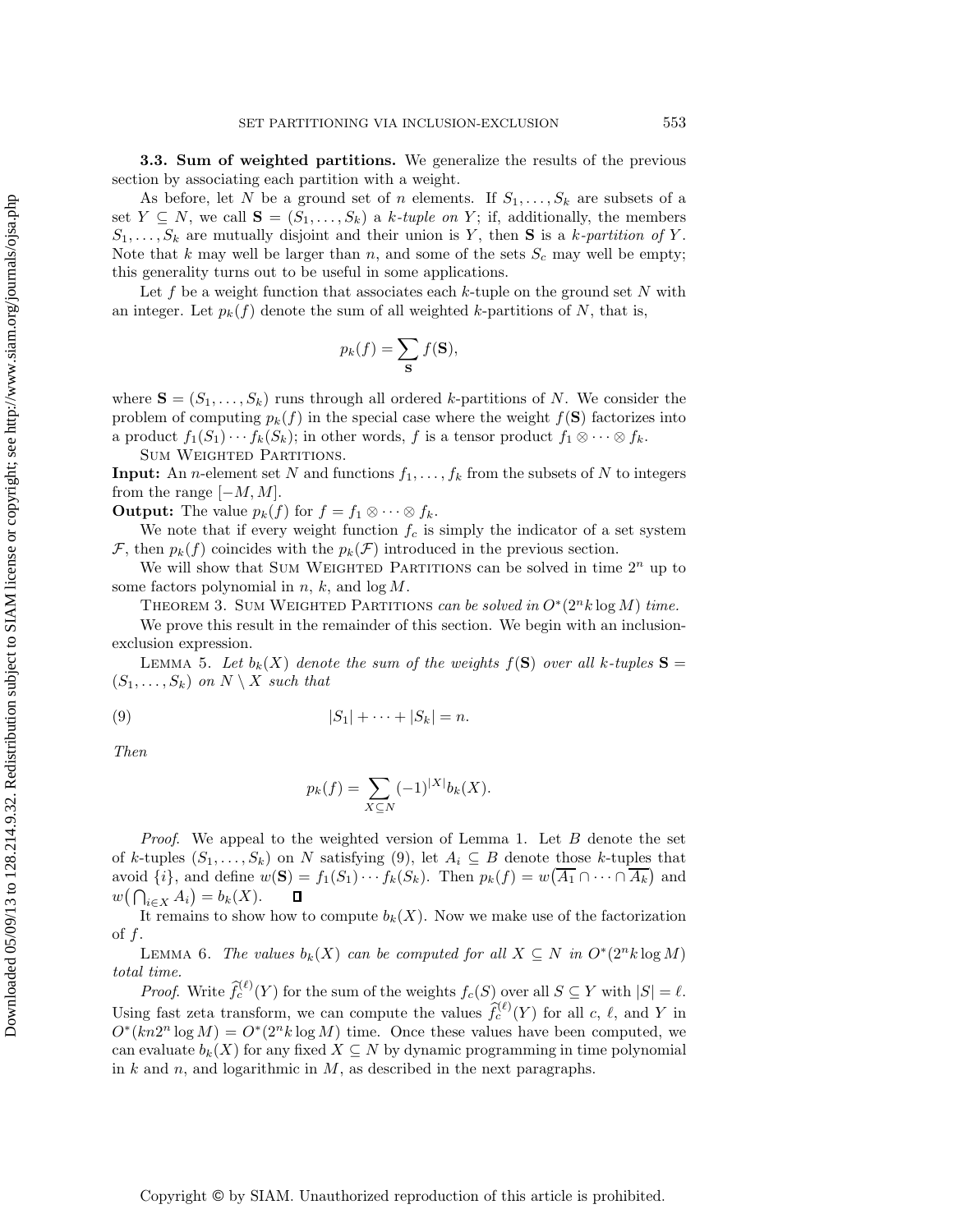**3.3. Sum of weighted partitions.** We generalize the results of the previous section by associating each partition with a weight.

As before, let $N$ be a ground set of $n$ elements. If $S_1, \ldots, S_k$ are subsets of a set $Y \subseteq N$, we call $\mathbf{S} = (S_1, \ldots, S_k)$ a *$k$-tuple on $Y$*; if, additionally, the members $S_1, \ldots, S_k$ are mutually disjoint and their union is $Y$, then $\mathbf{S}$ is a *$k$-partition of $Y$*. Note that $k$ may well be larger than $n$, and some of the sets $S_c$ may well be empty; this generality turns out to be useful in some applications.

Let $f$ be a weight function that associates each $k$-tuple on the ground set $N$ with an integer. Let $p_k(f)$ denote the sum of all weighted $k$-partitions of $N$, that is,

$$p_k(f) = \sum_{\mathbf{S}} f(\mathbf{S}),$$

where $\mathbf{S} = (S_1, \ldots, S_k)$ runs through all ordered $k$-partitions of $N$. We consider the problem of computing $p_k(f)$ in the special case where the weight $f(\mathbf{S})$ factorizes into a product $f_1(S_1) \cdots f_k(S_k)$; in other words, $f$ is a tensor product $f_1 \otimes \cdots \otimes f_k$.

SUM WEIGHTED PARTITIONS.

**Input:** An $n$-element set $N$ and functions $f_1, \ldots, f_k$ from the subsets of $N$ to integers from the range $[-M, M]$.

**Output:** The value $p_k(f)$ for $f = f_1 \otimes \cdots \otimes f_k$.

We note that if every weight function $f_c$ is simply the indicator of a set system $\mathcal{F}$, then $p_k(f)$ coincides with the $p_k(\mathcal{F})$ introduced in the previous section.

We will show that SUM WEIGHTED PARTITIONS can be solved in time $2^n$ up to some factors polynomial in $n$, $k$, and $\log M$.

THEOREM 3. SUM WEIGHTED PARTITIONS *can be solved in $O^*(2^n k \log M)$ time.*

We prove this result in the remainder of this section. We begin with an inclusion-exclusion expression.

LEMMA 5. *Let $b_k(X)$ denote the sum of the weights $f(\mathbf{S})$ over all $k$-tuples $\mathbf{S} = (S_1, \ldots, S_k)$ on $N \setminus X$ such that*

$$|S_1| + \cdots + |S_k| = n. \tag{9}$$

*Then*

$$p_k(f) = \sum_{X \subseteq N} (-1)^{|X|} b_k(X).$$

*Proof.* We appeal to the weighted version of Lemma 1. Let $B$ denote the set of $k$-tuples $(S_1, \ldots, S_k)$ on $N$ satisfying (9), let $A_i \subseteq B$ denote those $k$-tuples that avoid $\{i\}$, and define $w(\mathbf{S}) = f_1(S_1) \cdots f_k(S_k)$. Then $p_k(f) = w(\overline{A_1} \cap \cdots \cap \overline{A_k})$ and $w\big(\bigcap_{i \in X} A_i\big) = b_k(X)$. ∎

It remains to show how to compute $b_k(X)$. Now we make use of the factorization of $f$.

LEMMA 6. *The values $b_k(X)$ can be computed for all $X \subseteq N$ in $O^*(2^n k \log M)$ total time.*

*Proof.* Write $\widehat{f}_c^{(\ell)}(Y)$ for the sum of the weights $f_c(S)$ over all $S \subseteq Y$ with $|S| = \ell$. Using fast zeta transform, we can compute the values $\widehat{f}_c^{(\ell)}(Y)$ for all $c$, $\ell$, and $Y$ in $O^*(kn 2^n \log M) = O^*(2^n k \log M)$ time. Once these values have been computed, we can evaluate $b_k(X)$ for any fixed $X \subseteq N$ by dynamic programming in time polynomial in $k$ and $n$, and logarithmic in $M$, as described in the next paragraphs.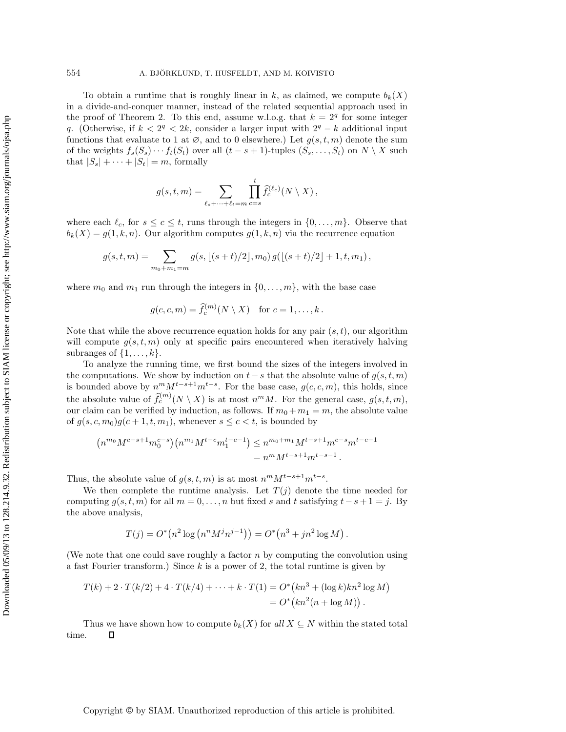To obtain a runtime that is roughly linear in $k$, as claimed, we compute $b_k(X)$ in a divide-and-conquer manner, instead of the related sequential approach used in the proof of Theorem 2. To this end, assume w.l.o.g. that $k = 2^q$ for some integer $q$. (Otherwise, if $k < 2^q < 2k$, consider a larger input with $2^q - k$ additional input functions that evaluate to 1 at $\varnothing$, and to 0 elsewhere.) Let $g(s, t, m)$ denote the sum of the weights $f_s(S_s) \cdots f_t(S_t)$ over all $(t - s + 1)$-tuples $(S_s, \ldots, S_t)$ on $N \setminus X$ such that $|S_s| + \cdots + |S_t| = m$, formally

$$g(s,t,m) = \sum_{\ell_s + \cdots + \ell_t = m} \prod_{c=s}^{t} \widehat{f}_c^{(\ell_c)}(N \setminus X)\,,$$

where each $\ell_c$, for $s \le c \le t$, runs through the integers in $\{0, \ldots, m\}$. Observe that $b_k(X) = g(1, k, n)$. Our algorithm computes $g(1, k, n)$ via the recurrence equation

$$g(s,t,m) = \sum_{m_0 + m_1 = m} g(s, \lfloor (s+t)/2 \rfloor, m_0)\, g(\lfloor (s+t)/2 \rfloor + 1, t, m_1)\,,$$

where $m_0$ and $m_1$ run through the integers in $\{0, \ldots, m\}$, with the base case

$$g(c,c,m) = \widehat{f}_c^{(m)}(N \setminus X) \quad \text{for } c = 1, \ldots, k\,.$$

Note that while the above recurrence equation holds for any pair $(s, t)$, our algorithm will compute $g(s, t, m)$ only at specific pairs encountered when iteratively halving subranges of $\{1, \ldots, k\}$.

To analyze the running time, we first bound the sizes of the integers involved in the computations. We show by induction on $t - s$ that the absolute value of $g(s, t, m)$ is bounded above by $n^m M^{t-s+1} m^{t-s}$. For the base case, $g(c, c, m)$, this holds, since the absolute value of $\widehat{f}_c^{(m)}(N \setminus X)$ is at most $n^m M$. For the general case, $g(s, t, m)$, our claim can be verified by induction, as follows. If $m_0 + m_1 = m$, the absolute value of $g(s, c, m_0) g(c + 1, t, m_1)$, whenever $s \le c < t$, is bounded by

$$\begin{aligned}\left(n^{m_0} M^{c-s+1} m_0^{c-s}\right)\left(n^{m_1} M^{t-c} m_1^{t-c-1}\right) &\le n^{m_0+m_1} M^{t-s+1} m^{c-s} m^{t-c-1} \\ &= n^m M^{t-s+1} m^{t-s-1}\,.\end{aligned}$$

Thus, the absolute value of $g(s, t, m)$ is at most $n^m M^{t-s+1} m^{t-s}$.

We then complete the runtime analysis. Let $T(j)$ denote the time needed for computing $g(s, t, m)$ for all $m = 0, \ldots, n$ but fixed $s$ and $t$ satisfying $t - s + 1 = j$. By the above analysis,

$$T(j) = O^*\!\left(n^2 \log\left(n^n M^j n^{j-1}\right)\right) = O^*\!\left(n^3 + jn^2 \log M\right).$$

(We note that one could save roughly a factor $n$ by computing the convolution using a fast Fourier transform.) Since $k$ is a power of 2, the total runtime is given by

$$\begin{aligned}T(k) + 2 \cdot T(k/2) + 4 \cdot T(k/4) + \cdots + k \cdot T(1) &= O^*\!\left(kn^3 + (\log k) kn^2 \log M\right) \\ &= O^*\!\left(kn^2(n + \log M)\right).\end{aligned}$$

Thus we have shown how to compute $b_k(X)$ for *all* $X \subseteq N$ within the stated total time. ∎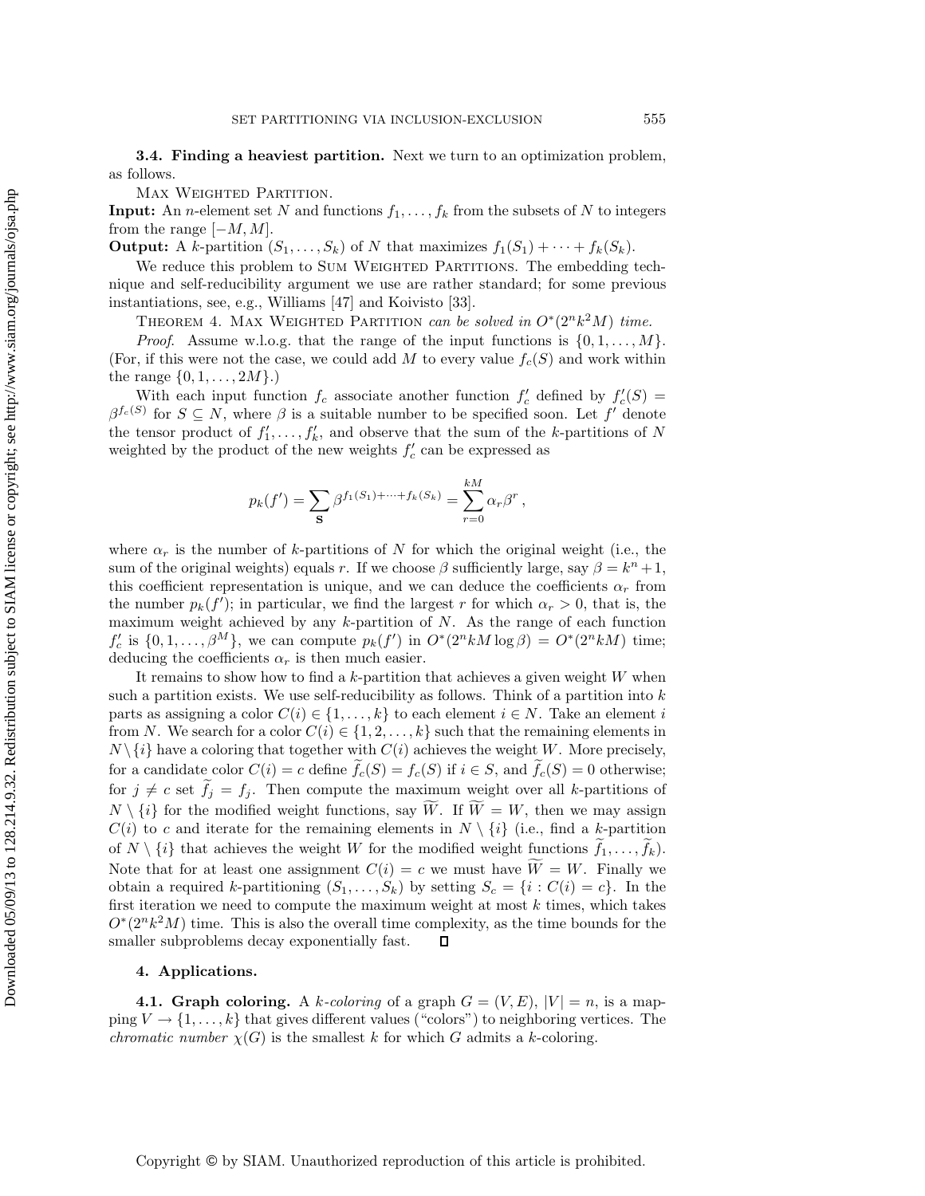### 3.4. Finding a heaviest partition.

Next we turn to an optimization problem, as follows.

Max Weighted Partition.

**Input:** An $n$-element set $N$ and functions $f_1, \ldots, f_k$ from the subsets of $N$ to integers from the range $[-M, M]$.

**Output:** A $k$-partition $(S_1, \ldots, S_k)$ of $N$ that maximizes $f_1(S_1) + \cdots + f_k(S_k)$.

We reduce this problem to Sum Weighted Partitions. The embedding technique and self-reducibility argument we use are rather standard; for some previous instantiations, see, e.g., Williams [47] and Koivisto [33].

Theorem 4. *Max Weighted Partition can be solved in $O^*(2^n k^2 M)$ time.*

*Proof.* Assume w.l.o.g. that the range of the input functions is $\{0, 1, \ldots, M\}$. (For, if this were not the case, we could add $M$ to every value $f_c(S)$ and work within the range $\{0, 1, \ldots, 2M\}$.)

With each input function $f_c$ associate another function $f'_c$ defined by $f'_c(S) = \beta^{f_c(S)}$ for $S \subseteq N$, where $\beta$ is a suitable number to be specified soon. Let $f'$ denote the tensor product of $f'_1, \ldots, f'_k$, and observe that the sum of the $k$-partitions of $N$ weighted by the product of the new weights $f'_c$ can be expressed as

$$p_k(f') = \sum_{\mathbf{S}} \beta^{f_1(S_1)+\cdots+f_k(S_k)} = \sum_{r=0}^{kM} \alpha_r \beta^r \,,$$

where $\alpha_r$ is the number of $k$-partitions of $N$ for which the original weight (i.e., the sum of the original weights) equals $r$. If we choose $\beta$ sufficiently large, say $\beta = k^n + 1$, this coefficient representation is unique, and we can deduce the coefficients $\alpha_r$ from the number $p_k(f')$; in particular, we find the largest $r$ for which $\alpha_r > 0$, that is, the maximum weight achieved by any $k$-partition of $N$. As the range of each function $f'_c$ is $\{0, 1, \ldots, \beta^M\}$, we can compute $p_k(f')$ in $O^*(2^n k M \log \beta) = O^*(2^n k M)$ time; deducing the coefficients $\alpha_r$ is then much easier.

It remains to show how to find a $k$-partition that achieves a given weight $W$ when such a partition exists. We use self-reducibility as follows. Think of a partition into $k$ parts as assigning a color $C(i) \in \{1, \ldots, k\}$ to each element $i \in N$. Take an element $i$ from $N$. We search for a color $C(i) \in \{1, 2, \ldots, k\}$ such that the remaining elements in $N \setminus \{i\}$ have a coloring that together with $C(i)$ achieves the weight $W$. More precisely, for a candidate color $C(i) = c$ define $\widetilde{f}_c(S) = f_c(S)$ if $i \in S$, and $\widetilde{f}_c(S) = 0$ otherwise; for $j \neq c$ set $\widetilde{f}_j = f_j$. Then compute the maximum weight over all $k$-partitions of $N \setminus \{i\}$ for the modified weight functions, say $\widetilde{W}$. If $\widetilde{W} = W$, then we may assign $C(i)$ to $c$ and iterate for the remaining elements in $N \setminus \{i\}$ (i.e., find a $k$-partition of $N \setminus \{i\}$ that achieves the weight $W$ for the modified weight functions $\widetilde{f}_1, \ldots, \widetilde{f}_k$). Note that for at least one assignment $C(i) = c$ we must have $\widetilde{W} = W$. Finally we obtain a required $k$-partitioning $(S_1, \ldots, S_k)$ by setting $S_c = \{i : C(i) = c\}$. In the first iteration we need to compute the maximum weight at most $k$ times, which takes $O^*(2^n k^2 M)$ time. This is also the overall time complexity, as the time bounds for the smaller subproblems decay exponentially fast. $\square$

## 4. Applications.

### 4.1. Graph coloring.

A *$k$-coloring* of a graph $G = (V, E)$, $|V| = n$, is a mapping $V \to \{1, \ldots, k\}$ that gives different values ("colors") to neighboring vertices. The *chromatic number* $\chi(G)$ is the smallest $k$ for which $G$ admits a $k$-coloring.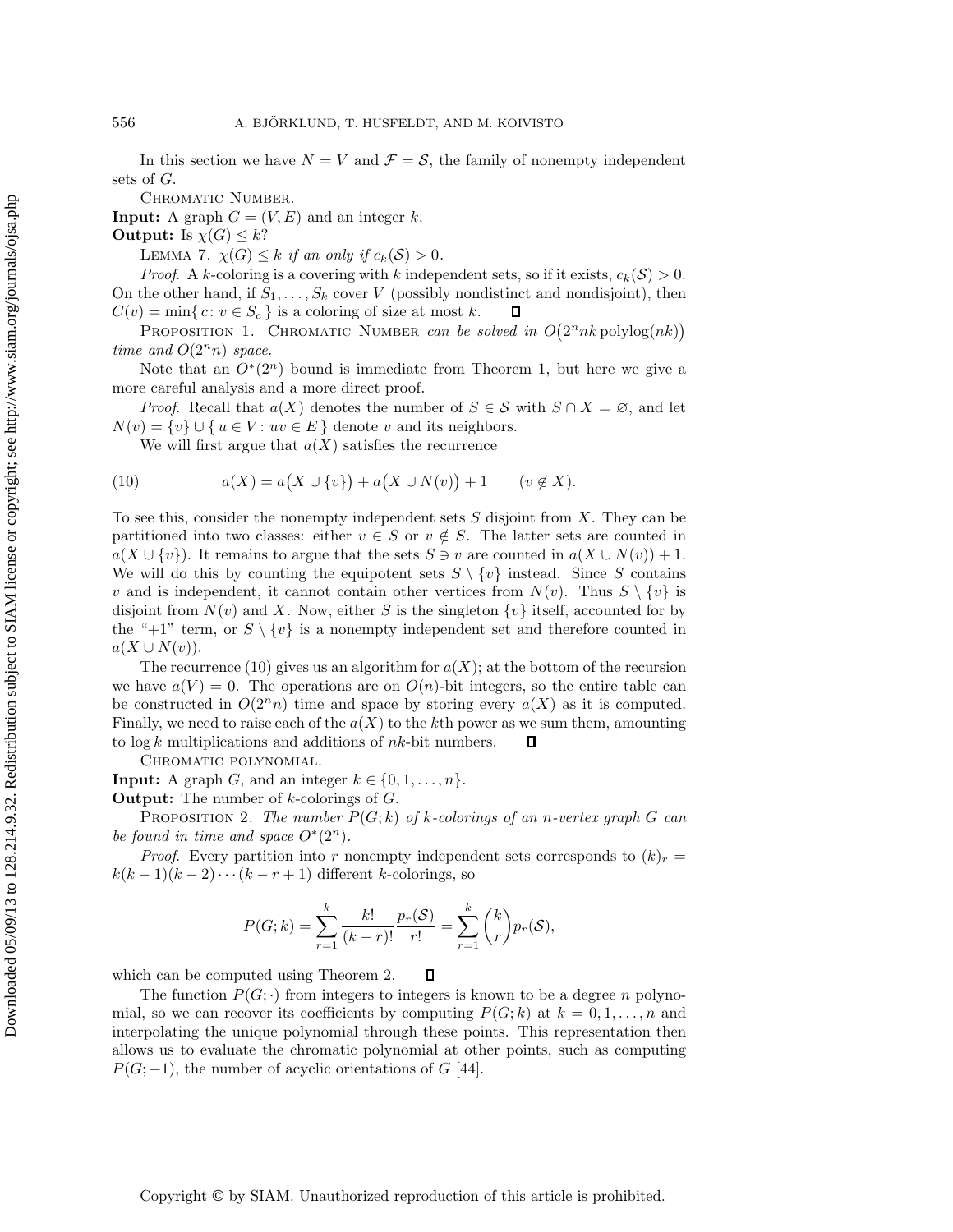In this section we have $N = V$ and $\mathcal{F} = \mathcal{S}$, the family of nonempty independent sets of $G$.

Chromatic Number.

**Input:** A graph $G = (V, E)$ and an integer $k$.

**Output:** Is $\chi(G) \le k$?

Lemma 7. *$\chi(G) \le k$ if an only if $c_k(\mathcal{S}) > 0$.*

*Proof.* A $k$-coloring is a covering with $k$ independent sets, so if it exists, $c_k(\mathcal{S}) > 0$. On the other hand, if $S_1, \ldots, S_k$ cover $V$ (possibly nondistinct and nondisjoint), then $C(v) = \min\{\, c \colon v \in S_c \,\}$ is a coloring of size at most $k$. ∎

Proposition 1. Chromatic Number *can be solved in $O\big(2^n nk \operatorname{polylog}(nk)\big)$ time and $O(2^n n)$ space.*

Note that an $O^*(2^n)$ bound is immediate from Theorem 1, but here we give a more careful analysis and a more direct proof.

*Proof.* Recall that $a(X)$ denotes the number of $S \in \mathcal{S}$ with $S \cap X = \varnothing$, and let $N(v) = \{v\} \cup \{\, u \in V \colon uv \in E \,\}$ denote $v$ and its neighbors.

We will first argue that $a(X)$ satisfies the recurrence

$$a(X) = a\big(X \cup \{v\}\big) + a\big(X \cup N(v)\big) + 1 \qquad (v \notin X). \tag{10}$$

To see this, consider the nonempty independent sets $S$ disjoint from $X$. They can be partitioned into two classes: either $v \in S$ or $v \notin S$. The latter sets are counted in $a(X \cup \{v\})$. It remains to argue that the sets $S \ni v$ are counted in $a(X \cup N(v)) + 1$. We will do this by counting the equipotent sets $S \setminus \{v\}$ instead. Since $S$ contains $v$ and is independent, it cannot contain other vertices from $N(v)$. Thus $S \setminus \{v\}$ is disjoint from $N(v)$ and $X$. Now, either $S$ is the singleton $\{v\}$ itself, accounted for by the "+1" term, or $S \setminus \{v\}$ is a nonempty independent set and therefore counted in $a(X \cup N(v))$.

The recurrence (10) gives us an algorithm for $a(X)$; at the bottom of the recursion we have $a(V) = 0$. The operations are on $O(n)$-bit integers, so the entire table can be constructed in $O(2^n n)$ time and space by storing every $a(X)$ as it is computed. Finally, we need to raise each of the $a(X)$ to the $k$th power as we sum them, amounting to $\log k$ multiplications and additions of $nk$-bit numbers. ∎

Chromatic polynomial.

**Input:** A graph $G$, and an integer $k \in \{0, 1, \ldots, n\}$.

**Output:** The number of $k$-colorings of $G$.

Proposition 2. *The number $P(G; k)$ of $k$-colorings of an $n$-vertex graph $G$ can be found in time and space $O^*(2^n)$.*

*Proof.* Every partition into $r$ nonempty independent sets corresponds to $(k)_r = k(k-1)(k-2)\cdots(k-r+1)$ different $k$-colorings, so

$$P(G; k) = \sum_{r=1}^{k} \frac{k!}{(k-r)!} \frac{p_r(\mathcal{S})}{r!} = \sum_{r=1}^{k} \binom{k}{r} p_r(\mathcal{S}),$$

which can be computed using Theorem 2. ∎

The function $P(G; \cdot)$ from integers to integers is known to be a degree $n$ polynomial, so we can recover its coefficients by computing $P(G; k)$ at $k = 0, 1, \ldots, n$ and interpolating the unique polynomial through these points. This representation then allows us to evaluate the chromatic polynomial at other points, such as computing $P(G; -1)$, the number of acyclic orientations of $G$ [44].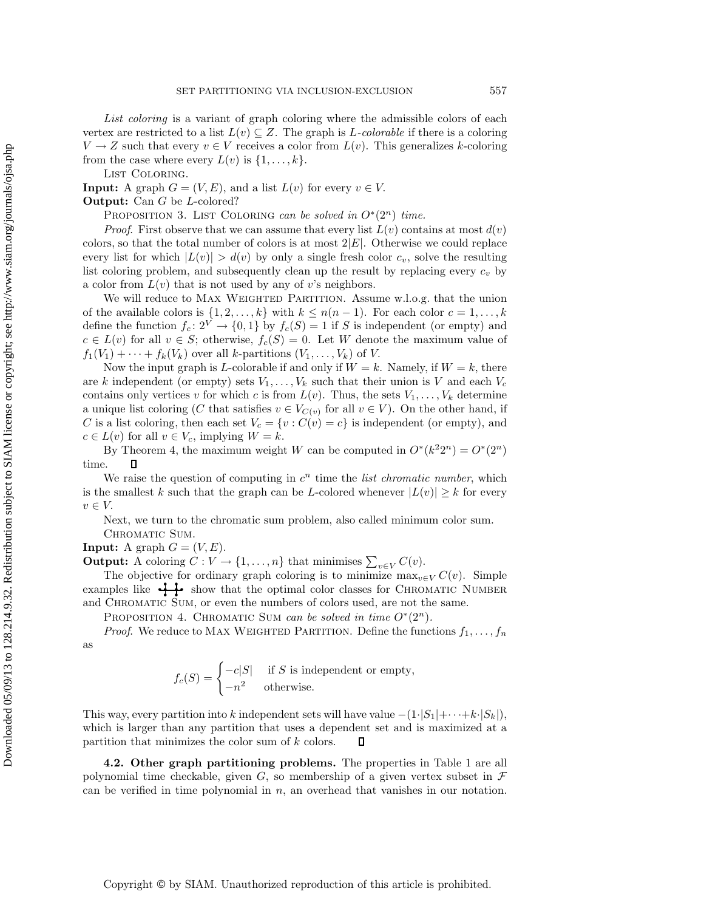*List coloring* is a variant of graph coloring where the admissible colors of each vertex are restricted to a list $L(v) \subseteq Z$. The graph is *L-colorable* if there is a coloring $V \to Z$ such that every $v \in V$ receives a color from $L(v)$. This generalizes $k$-coloring from the case where every $L(v)$ is $\{1, \ldots, k\}$.

List Coloring.

**Input:** A graph $G = (V, E)$, and a list $L(v)$ for every $v \in V$.

**Output:** Can $G$ be $L$-colored?

Proposition 3. List Coloring *can be solved in* $O^*(2^n)$ *time.*

*Proof.* First observe that we can assume that every list $L(v)$ contains at most $d(v)$ colors, so that the total number of colors is at most $2|E|$. Otherwise we could replace every list for which $|L(v)| > d(v)$ by only a single fresh color $c_v$, solve the resulting list coloring problem, and subsequently clean up the result by replacing every $c_v$ by a color from $L(v)$ that is not used by any of $v$'s neighbors.

We will reduce to Max Weighted Partition. Assume w.l.o.g. that the union of the available colors is $\{1, 2, \ldots, k\}$ with $k \leq n(n-1)$. For each color $c = 1, \ldots, k$ define the function $f_c \colon 2^V \to \{0, 1\}$ by $f_c(S) = 1$ if $S$ is independent (or empty) and $c \in L(v)$ for all $v \in S$; otherwise, $f_c(S) = 0$. Let $W$ denote the maximum value of $f_1(V_1) + \cdots + f_k(V_k)$ over all $k$-partitions $(V_1, \ldots, V_k)$ of $V$.

Now the input graph is $L$-colorable if and only if $W = k$. Namely, if $W = k$, there are $k$ independent (or empty) sets $V_1, \ldots, V_k$ such that their union is $V$ and each $V_c$ contains only vertices $v$ for which $c$ is from $L(v)$. Thus, the sets $V_1, \ldots, V_k$ determine a unique list coloring ($C$ that satisfies $v \in V_{C(v)}$ for all $v \in V$). On the other hand, if $C$ is a list coloring, then each set $V_c = \{v : C(v) = c\}$ is independent (or empty), and $c \in L(v)$ for all $v \in V_c$, implying $W = k$.

By Theorem 4, the maximum weight $W$ can be computed in $O^*(k^2 2^n) = O^*(2^n)$ time. ∎

We raise the question of computing in $c^n$ time the *list chromatic number*, which is the smallest $k$ such that the graph can be $L$-colored whenever $|L(v)| \geq k$ for every $v \in V$.

Next, we turn to the chromatic sum problem, also called minimum color sum.

Chromatic Sum.

**Input:** A graph $G = (V, E)$.

**Output:** A coloring $C : V \to \{1, \ldots, n\}$ that minimises $\sum_{v \in V} C(v)$.

The objective for ordinary graph coloring is to minimize $\max_{v \in V} C(v)$. Simple examples like (small graph) show that the optimal color classes for Chromatic Number and Chromatic Sum, or even the numbers of colors used, are not the same.

Proposition 4. Chromatic Sum *can be solved in time* $O^*(2^n)$.

*Proof.* We reduce to Max Weighted Partition. Define the functions $f_1, \ldots, f_n$ as

$$f_c(S) = \begin{cases} -c|S| & \text{if } S \text{ is independent or empty,} \\ -n^2 & \text{otherwise.} \end{cases}$$

This way, every partition into $k$ independent sets will have value $-(1 \cdot |S_1| + \cdots + k \cdot |S_k|)$, which is larger than any partition that uses a dependent set and is maximized at a partition that minimizes the color sum of $k$ colors. ∎

**4.2. Other graph partitioning problems.** The properties in Table 1 are all polynomial time checkable, given $G$, so membership of a given vertex subset in $\mathcal{F}$ can be verified in time polynomial in $n$, an overhead that vanishes in our notation.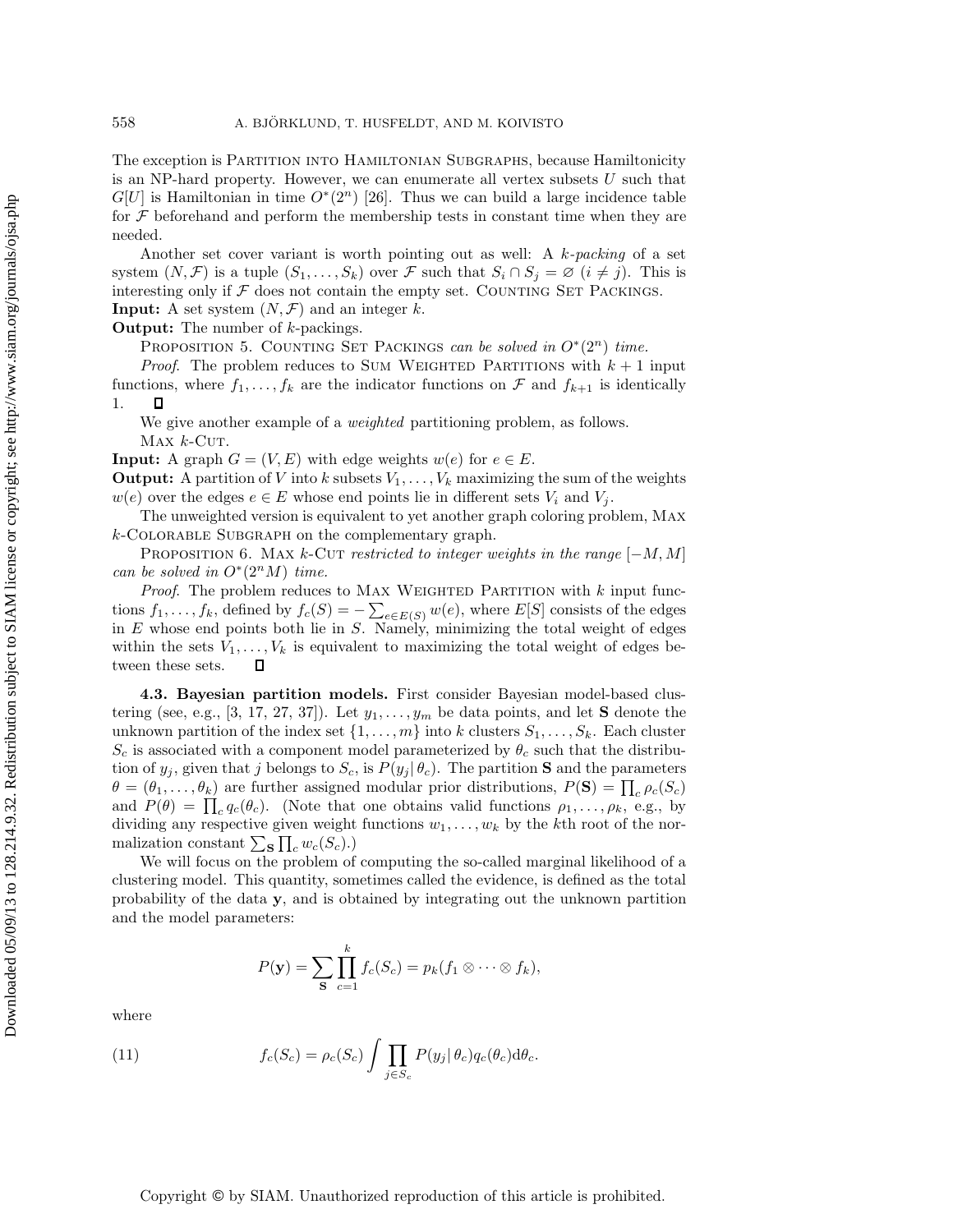The exception is Partition into Hamiltonian Subgraphs, because Hamiltonicity is an NP-hard property. However, we can enumerate all vertex subsets $U$ such that $G[U]$ is Hamiltonian in time $O^*(2^n)$ [26]. Thus we can build a large incidence table for $\mathcal{F}$ beforehand and perform the membership tests in constant time when they are needed.

Another set cover variant is worth pointing out as well: A *k-packing* of a set system $(N, \mathcal{F})$ is a tuple $(S_1, \ldots, S_k)$ over $\mathcal{F}$ such that $S_i \cap S_j = \varnothing$ $(i \neq j)$. This is interesting only if $\mathcal{F}$ does not contain the empty set. Counting Set Packings.

**Input:** A set system $(N, \mathcal{F})$ and an integer $k$.

**Output:** The number of $k$-packings.

Proposition 5. *Counting Set Packings can be solved in $O^*(2^n)$ time.*

*Proof.* The problem reduces to Sum Weighted Partitions with $k+1$ input functions, where $f_1, \ldots, f_k$ are the indicator functions on $\mathcal{F}$ and $f_{k+1}$ is identically 1. □

We give another example of a *weighted* partitioning problem, as follows.

Max $k$-Cut.

**Input:** A graph $G = (V, E)$ with edge weights $w(e)$ for $e \in E$.

**Output:** A partition of $V$ into $k$ subsets $V_1, \ldots, V_k$ maximizing the sum of the weights $w(e)$ over the edges $e \in E$ whose end points lie in different sets $V_i$ and $V_j$.

The unweighted version is equivalent to yet another graph coloring problem, Max $k$-Colorable Subgraph on the complementary graph.

Proposition 6. *Max $k$-Cut restricted to integer weights in the range $[-M, M]$ can be solved in $O^*(2^n M)$ time.*

*Proof.* The problem reduces to Max Weighted Partition with $k$ input functions $f_1, \ldots, f_k$, defined by $f_c(S) = -\sum_{e \in E(S)} w(e)$, where $E[S]$ consists of the edges in $E$ whose end points both lie in $S$. Namely, minimizing the total weight of edges within the sets $V_1, \ldots, V_k$ is equivalent to maximizing the total weight of edges between these sets. □

### 4.3. Bayesian partition models.

First consider Bayesian model-based clustering (see, e.g., [3, 17, 27, 37]). Let $y_1, \ldots, y_m$ be data points, and let $\mathbf{S}$ denote the unknown partition of the index set $\{1, \ldots, m\}$ into $k$ clusters $S_1, \ldots, S_k$. Each cluster $S_c$ is associated with a component model parameterized by $\theta_c$ such that the distribution of $y_j$, given that $j$ belongs to $S_c$, is $P(y_j | \theta_c)$. The partition $\mathbf{S}$ and the parameters $\theta = (\theta_1, \ldots, \theta_k)$ are further assigned modular prior distributions, $P(\mathbf{S}) = \prod_c \rho_c(S_c)$ and $P(\theta) = \prod_c q_c(\theta_c)$. (Note that one obtains valid functions $\rho_1, \ldots, \rho_k$, e.g., by dividing any respective given weight functions $w_1, \ldots, w_k$ by the $k$th root of the normalization constant $\sum_{\mathbf{S}} \prod_c w_c(S_c)$.)

We will focus on the problem of computing the so-called marginal likelihood of a clustering model. This quantity, sometimes called the evidence, is defined as the total probability of the data $\mathbf{y}$, and is obtained by integrating out the unknown partition and the model parameters:

$$P(\mathbf{y}) = \sum_{\mathbf{S}} \prod_{c=1}^{k} f_c(S_c) = p_k(f_1 \otimes \cdots \otimes f_k),$$

where

$$f_c(S_c) = \rho_c(S_c) \int \prod_{j \in S_c} P(y_j | \theta_c) q_c(\theta_c) \mathrm{d}\theta_c. \tag{11}$$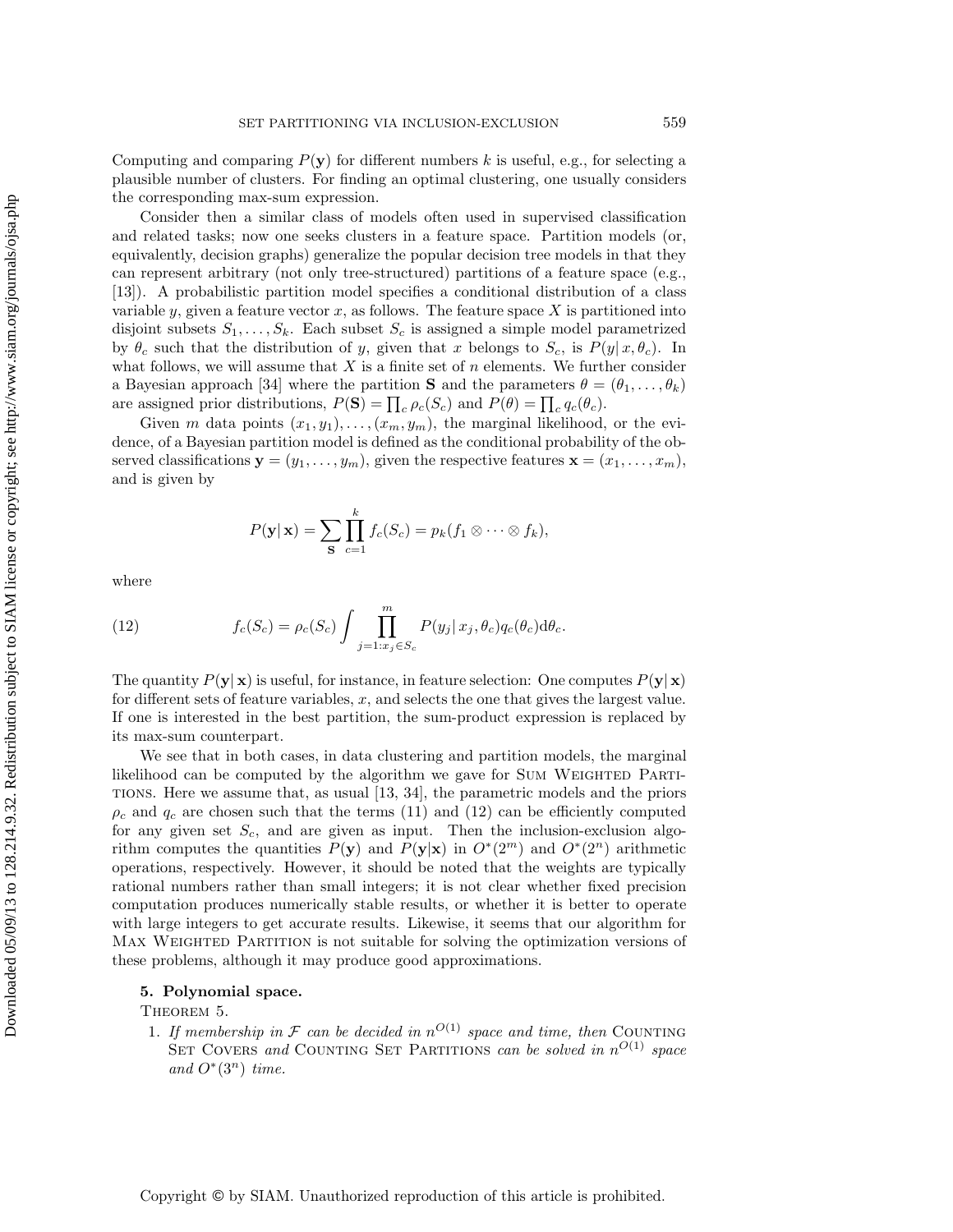Computing and comparing $P(\mathbf{y})$ for different numbers $k$ is useful, e.g., for selecting a plausible number of clusters. For finding an optimal clustering, one usually considers the corresponding max-sum expression.

Consider then a similar class of models often used in supervised classification and related tasks; now one seeks clusters in a feature space. Partition models (or, equivalently, decision graphs) generalize the popular decision tree models in that they can represent arbitrary (not only tree-structured) partitions of a feature space (e.g., [13]). A probabilistic partition model specifies a conditional distribution of a class variable $y$, given a feature vector $x$, as follows. The feature space $X$ is partitioned into disjoint subsets $S_1, \ldots, S_k$. Each subset $S_c$ is assigned a simple model parametrized by $\theta_c$ such that the distribution of $y$, given that $x$ belongs to $S_c$, is $P(y|\, x, \theta_c)$. In what follows, we will assume that $X$ is a finite set of $n$ elements. We further consider a Bayesian approach [34] where the partition $\mathbf{S}$ and the parameters $\theta = (\theta_1, \ldots, \theta_k)$ are assigned prior distributions, $P(\mathbf{S}) = \prod_c \rho_c(S_c)$ and $P(\theta) = \prod_c q_c(\theta_c)$.

Given $m$ data points $(x_1, y_1), \ldots, (x_m, y_m)$, the marginal likelihood, or the evidence, of a Bayesian partition model is defined as the conditional probability of the observed classifications $\mathbf{y} = (y_1, \ldots, y_m)$, given the respective features $\mathbf{x} = (x_1, \ldots, x_m)$, and is given by

$$P(\mathbf{y}|\, \mathbf{x}) = \sum_{\mathbf{S}} \prod_{c=1}^{k} f_c(S_c) = p_k(f_1 \otimes \cdots \otimes f_k),$$

where

$$f_c(S_c) = \rho_c(S_c) \int \prod_{j=1:x_j \in S_c}^{m} P(y_j|\, x_j, \theta_c) q_c(\theta_c) \mathrm{d}\theta_c. \tag{12}$$

The quantity $P(\mathbf{y}|\, \mathbf{x})$ is useful, for instance, in feature selection: One computes $P(\mathbf{y}|\, \mathbf{x})$ for different sets of feature variables, $x$, and selects the one that gives the largest value. If one is interested in the best partition, the sum-product expression is replaced by its max-sum counterpart.

We see that in both cases, in data clustering and partition models, the marginal likelihood can be computed by the algorithm we gave for Sum Weighted Partitions. Here we assume that, as usual [13, 34], the parametric models and the priors $\rho_c$ and $q_c$ are chosen such that the terms (11) and (12) can be efficiently computed for any given set $S_c$, and are given as input. Then the inclusion-exclusion algorithm computes the quantities $P(\mathbf{y})$ and $P(\mathbf{y}|\mathbf{x})$ in $O^*(2^m)$ and $O^*(2^n)$ arithmetic operations, respectively. However, it should be noted that the weights are typically rational numbers rather than small integers; it is not clear whether fixed precision computation produces numerically stable results, or whether it is better to operate with large integers to get accurate results. Likewise, it seems that our algorithm for Max Weighted Partition is not suitable for solving the optimization versions of these problems, although it may produce good approximations.

## 5. Polynomial space.

Theorem 5.

1. *If membership in $\mathcal{F}$ can be decided in $n^{O(1)}$ space and time, then* Counting Set Covers *and* Counting Set Partitions *can be solved in $n^{O(1)}$ space and $O^*(3^n)$ time.*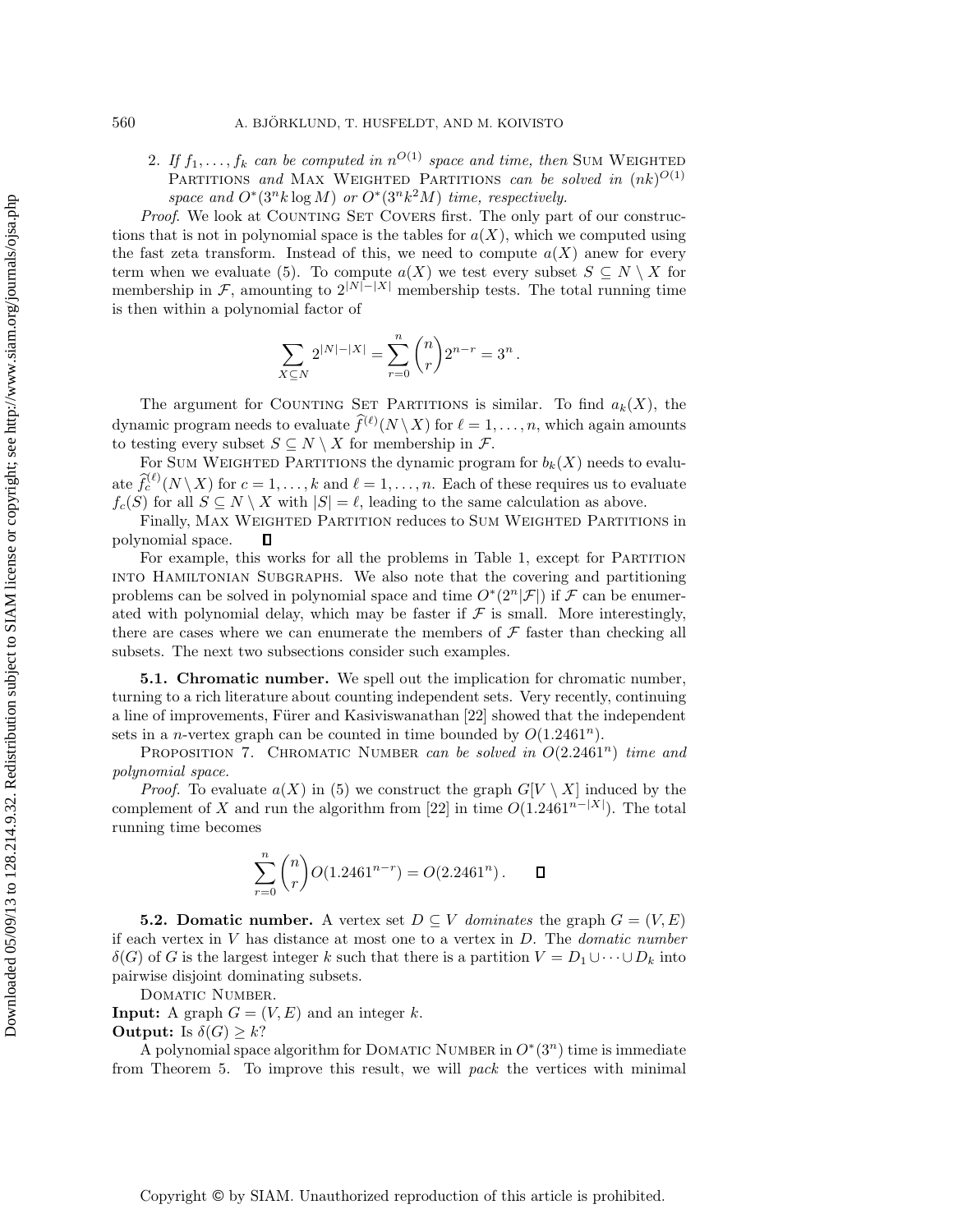2. *If $f_1, \ldots, f_k$ can be computed in $n^{O(1)}$ space and time, then* Sum Weighted Partitions *and* Max Weighted Partitions *can be solved in $(nk)^{O(1)}$ space and $O^*(3^n k \log M)$ or $O^*(3^n k^2 M)$ time, respectively.*

*Proof.* We look at Counting Set Covers first. The only part of our constructions that is not in polynomial space is the tables for $a(X)$, which we computed using the fast zeta transform. Instead of this, we need to compute $a(X)$ anew for every term when we evaluate (5). To compute $a(X)$ we test every subset $S \subseteq N \setminus X$ for membership in $\mathcal{F}$, amounting to $2^{|N|-|X|}$ membership tests. The total running time is then within a polynomial factor of

$$\sum_{X \subseteq N} 2^{|N|-|X|} = \sum_{r=0}^{n} \binom{n}{r} 2^{n-r} = 3^n \,.$$

The argument for Counting Set Partitions is similar. To find $a_k(X)$, the dynamic program needs to evaluate $\widehat{f}^{(\ell)}(N \setminus X)$ for $\ell = 1, \ldots, n$, which again amounts to testing every subset $S \subseteq N \setminus X$ for membership in $\mathcal{F}$.

For Sum Weighted Partitions the dynamic program for $b_k(X)$ needs to evaluate $\widehat{f}_c^{(\ell)}(N \setminus X)$ for $c = 1, \ldots, k$ and $\ell = 1, \ldots, n$. Each of these requires us to evaluate $f_c(S)$ for all $S \subseteq N \setminus X$ with $|S| = \ell$, leading to the same calculation as above.

Finally, Max Weighted Partition reduces to Sum Weighted Partitions in polynomial space. $\square$

For example, this works for all the problems in Table 1, except for Partition into Hamiltonian Subgraphs. We also note that the covering and partitioning problems can be solved in polynomial space and time $O^*(2^n |\mathcal{F}|)$ if $\mathcal{F}$ can be enumerated with polynomial delay, which may be faster if $\mathcal{F}$ is small. More interestingly, there are cases where we can enumerate the members of $\mathcal{F}$ faster than checking all subsets. The next two subsections consider such examples.

### 5.1. Chromatic number.

We spell out the implication for chromatic number, turning to a rich literature about counting independent sets. Very recently, continuing a line of improvements, Fürer and Kasiviswanathan [22] showed that the independent sets in a $n$-vertex graph can be counted in time bounded by $O(1.2461^n)$.

Proposition 7. *Chromatic Number can be solved in $O(2.2461^n)$ time and polynomial space.*

*Proof.* To evaluate $a(X)$ in (5) we construct the graph $G[V \setminus X]$ induced by the complement of $X$ and run the algorithm from [22] in time $O(1.2461^{n-|X|})$. The total running time becomes

$$\sum_{r=0}^{n} \binom{n}{r} O(1.2461^{n-r}) = O(2.2461^n) \,. \qquad \square$$

### 5.2. Domatic number.

A vertex set $D \subseteq V$ *dominates* the graph $G = (V, E)$ if each vertex in $V$ has distance at most one to a vertex in $D$. The *domatic number* $\delta(G)$ of $G$ is the largest integer $k$ such that there is a partition $V = D_1 \cup \cdots \cup D_k$ into pairwise disjoint dominating subsets.

Domatic Number.
**Input:** A graph $G = (V, E)$ and an integer $k$.
**Output:** Is $\delta(G) \geq k$?

A polynomial space algorithm for Domatic Number in $O^*(3^n)$ time is immediate from Theorem 5. To improve this result, we will *pack* the vertices with minimal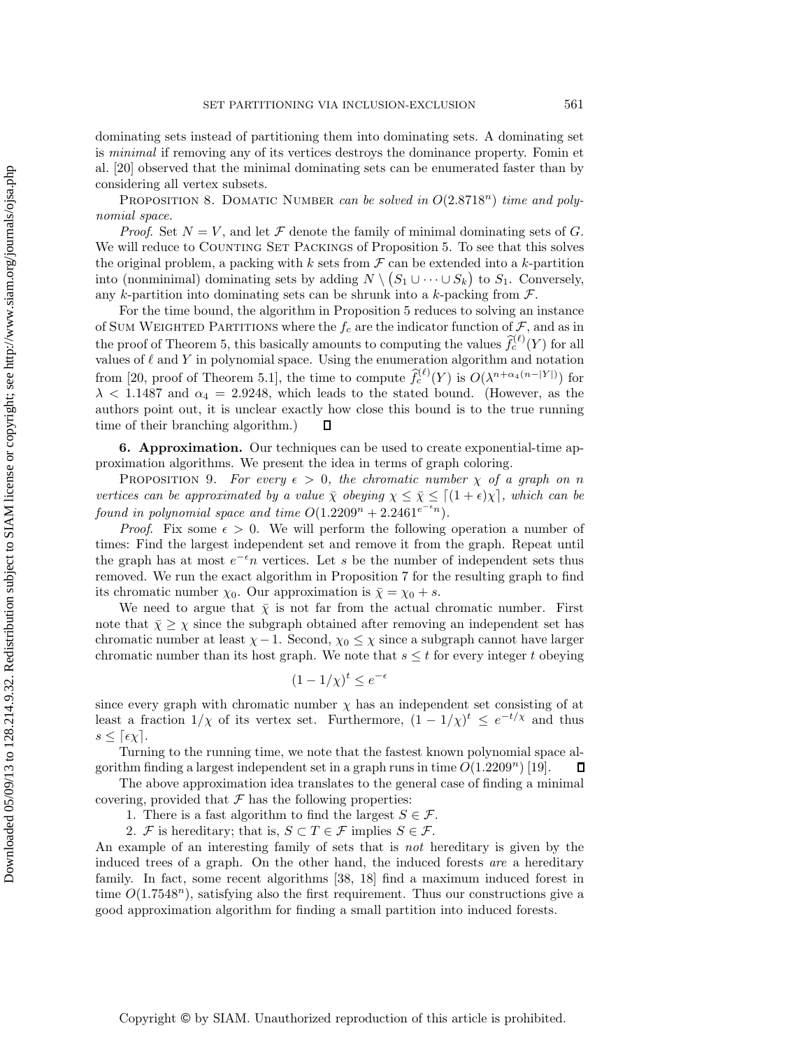dominating sets instead of partitioning them into dominating sets. A dominating set is *minimal* if removing any of its vertices destroys the dominance property. Fomin et al. [20] observed that the minimal dominating sets can be enumerated faster than by considering all vertex subsets.

PROPOSITION 8. DOMATIC NUMBER *can be solved in* $O(2.8718^n)$ *time and polynomial space.*

*Proof.* Set $N = V$, and let $\mathcal{F}$ denote the family of minimal dominating sets of $G$. We will reduce to COUNTING SET PACKINGS of Proposition 5. To see that this solves the original problem, a packing with $k$ sets from $\mathcal{F}$ can be extended into a $k$-partition into (nonminimal) dominating sets by adding $N \setminus (S_1 \cup \cdots \cup S_k)$ to $S_1$. Conversely, any $k$-partition into dominating sets can be shrunk into a $k$-packing from $\mathcal{F}$.

For the time bound, the algorithm in Proposition 5 reduces to solving an instance of SUM WEIGHTED PARTITIONS where the $f_c$ are the indicator function of $\mathcal{F}$, and as in the proof of Theorem 5, this basically amounts to computing the values $\widehat{f}_c^{(\ell)}(Y)$ for all values of $\ell$ and $Y$ in polynomial space. Using the enumeration algorithm and notation from [20, proof of Theorem 5.1], the time to compute $\widehat{f}_c^{(\ell)}(Y)$ is $O(\lambda^{n+\alpha_4(n-|Y|)})$ for $\lambda < 1.1487$ and $\alpha_4 = 2.9248$, which leads to the stated bound. (However, as the authors point out, it is unclear exactly how close this bound is to the true running time of their branching algorithm.) ∎

**6. Approximation.** Our techniques can be used to create exponential-time approximation algorithms. We present the idea in terms of graph coloring.

PROPOSITION 9. *For every* $\epsilon > 0$*, the chromatic number* $\chi$ *of a graph on* $n$ *vertices can be approximated by a value* $\bar{\chi}$ *obeying* $\chi \leq \bar{\chi} \leq \lceil (1 + \epsilon)\chi \rceil$*, which can be found in polynomial space and time* $O(1.2209^n + 2.2461^{e^{-\epsilon}n})$*.*

*Proof.* Fix some $\epsilon > 0$. We will perform the following operation a number of times: Find the largest independent set and remove it from the graph. Repeat until the graph has at most $e^{-\epsilon}n$ vertices. Let $s$ be the number of independent sets thus removed. We run the exact algorithm in Proposition 7 for the resulting graph to find its chromatic number $\chi_0$. Our approximation is $\bar{\chi} = \chi_0 + s$.

We need to argue that $\bar{\chi}$ is not far from the actual chromatic number. First note that $\bar{\chi} \geq \chi$ since the subgraph obtained after removing an independent set has chromatic number at least $\chi - 1$. Second, $\chi_0 \leq \chi$ since a subgraph cannot have larger chromatic number than its host graph. We note that $s \leq t$ for every integer $t$ obeying

$$(1 - 1/\chi)^t \leq e^{-\epsilon}$$

since every graph with chromatic number $\chi$ has an independent set consisting of at least a fraction $1/\chi$ of its vertex set. Furthermore, $(1 - 1/\chi)^t \leq e^{-t/\chi}$ and thus $s \leq \lceil \epsilon\chi \rceil$.

Turning to the running time, we note that the fastest known polynomial space algorithm finding a largest independent set in a graph runs in time $O(1.2209^n)$ [19]. ∎

The above approximation idea translates to the general case of finding a minimal covering, provided that $\mathcal{F}$ has the following properties:

1. There is a fast algorithm to find the largest $S \in \mathcal{F}$.
2. $\mathcal{F}$ is hereditary; that is, $S \subset T \in \mathcal{F}$ implies $S \in \mathcal{F}$.

An example of an interesting family of sets that is *not* hereditary is given by the induced trees of a graph. On the other hand, the induced forests *are* a hereditary family. In fact, some recent algorithms [38, 18] find a maximum induced forest in time $O(1.7548^n)$, satisfying also the first requirement. Thus our constructions give a good approximation algorithm for finding a small partition into induced forests.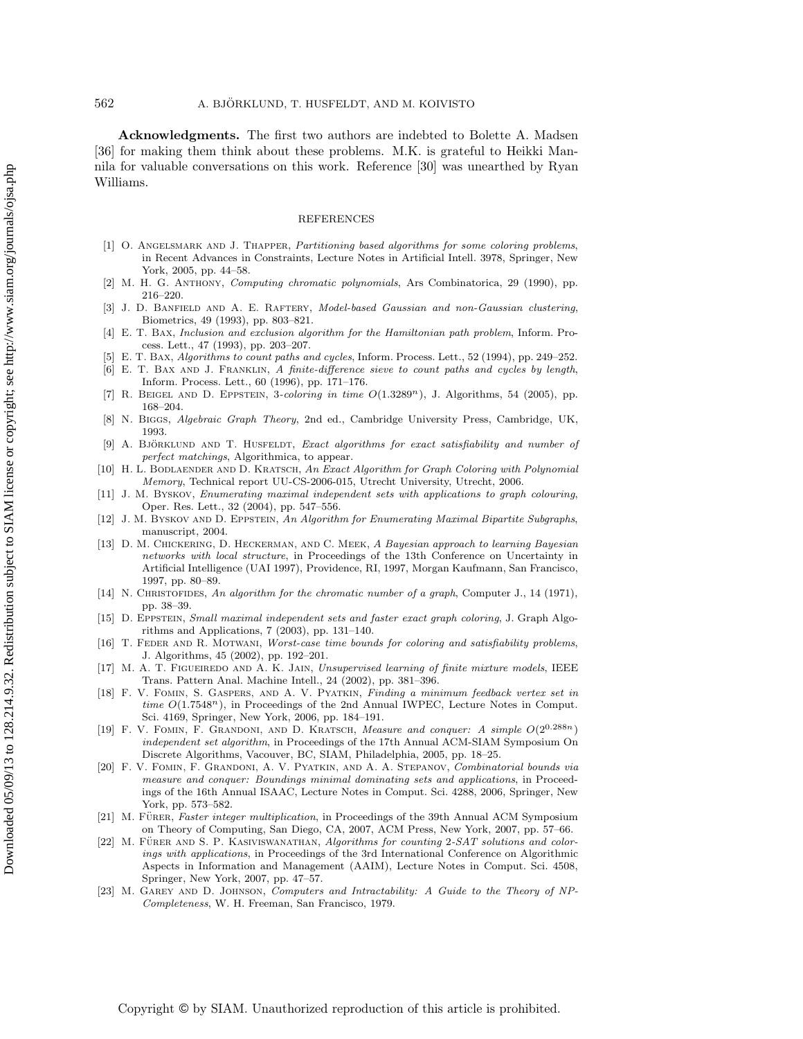**Acknowledgments.** The first two authors are indebted to Bolette A. Madsen [36] for making them think about these problems. M.K. is grateful to Heikki Mannila for valuable conversations on this work. Reference [30] was unearthed by Ryan Williams.

## REFERENCES

[1] O. Angelsmark and J. Thapper, *Partitioning based algorithms for some coloring problems*, in Recent Advances in Constraints, Lecture Notes in Artificial Intell. 3978, Springer, New York, 2005, pp. 44–58.

[2] M. H. G. Anthony, *Computing chromatic polynomials*, Ars Combinatorica, 29 (1990), pp. 216–220.

[3] J. D. Banfield and A. E. Raftery, *Model-based Gaussian and non-Gaussian clustering*, Biometrics, 49 (1993), pp. 803–821.

[4] E. T. Bax, *Inclusion and exclusion algorithm for the Hamiltonian path problem*, Inform. Process. Lett., 47 (1993), pp. 203–207.

[5] E. T. Bax, *Algorithms to count paths and cycles*, Inform. Process. Lett., 52 (1994), pp. 249–252.

[6] E. T. Bax and J. Franklin, *A finite-difference sieve to count paths and cycles by length*, Inform. Process. Lett., 60 (1996), pp. 171–176.

[7] R. Beigel and D. Eppstein, *3-coloring in time $O(1.3289^n)$*, J. Algorithms, 54 (2005), pp. 168–204.

[8] N. Biggs, *Algebraic Graph Theory*, 2nd ed., Cambridge University Press, Cambridge, UK, 1993.

[9] A. Björklund and T. Husfeldt, *Exact algorithms for exact satisfiability and number of perfect matchings*, Algorithmica, to appear.

[10] H. L. Bodlaender and D. Kratsch, *An Exact Algorithm for Graph Coloring with Polynomial Memory*, Technical report UU-CS-2006-015, Utrecht University, Utrecht, 2006.

[11] J. M. Byskov, *Enumerating maximal independent sets with applications to graph colouring*, Oper. Res. Lett., 32 (2004), pp. 547–556.

[12] J. M. Byskov and D. Eppstein, *An Algorithm for Enumerating Maximal Bipartite Subgraphs*, manuscript, 2004.

[13] D. M. Chickering, D. Heckerman, and C. Meek, *A Bayesian approach to learning Bayesian networks with local structure*, in Proceedings of the 13th Conference on Uncertainty in Artificial Intelligence (UAI 1997), Providence, RI, 1997, Morgan Kaufmann, San Francisco, 1997, pp. 80–89.

[14] N. Christofides, *An algorithm for the chromatic number of a graph*, Computer J., 14 (1971), pp. 38–39.

[15] D. Eppstein, *Small maximal independent sets and faster exact graph coloring*, J. Graph Algorithms and Applications, 7 (2003), pp. 131–140.

[16] T. Feder and R. Motwani, *Worst-case time bounds for coloring and satisfiability problems*, J. Algorithms, 45 (2002), pp. 192–201.

[17] M. A. T. Figueiredo and A. K. Jain, *Unsupervised learning of finite mixture models*, IEEE Trans. Pattern Anal. Machine Intell., 24 (2002), pp. 381–396.

[18] F. V. Fomin, S. Gaspers, and A. V. Pyatkin, *Finding a minimum feedback vertex set in time $O(1.7548^n)$*, in Proceedings of the 2nd Annual IWPEC, Lecture Notes in Comput. Sci. 4169, Springer, New York, 2006, pp. 184–191.

[19] F. V. Fomin, F. Grandoni, and D. Kratsch, *Measure and conquer: A simple $O(2^{0.288n})$ independent set algorithm*, in Proceedings of the 17th Annual ACM-SIAM Symposium On Discrete Algorithms, Vacouver, BC, SIAM, Philadelphia, 2005, pp. 18–25.

[20] F. V. Fomin, F. Grandoni, A. V. Pyatkin, and A. A. Stepanov, *Combinatorial bounds via measure and conquer: Boundings minimal dominating sets and applications*, in Proceedings of the 16th Annual ISAAC, Lecture Notes in Comput. Sci. 4288, 2006, Springer, New York, pp. 573–582.

[21] M. Fürer, *Faster integer multiplication*, in Proceedings of the 39th Annual ACM Symposium on Theory of Computing, San Diego, CA, 2007, ACM Press, New York, 2007, pp. 57–66.

[22] M. Fürer and S. P. Kasiviswanathan, *Algorithms for counting 2-SAT solutions and colorings with applications*, in Proceedings of the 3rd International Conference on Algorithmic Aspects in Information and Management (AAIM), Lecture Notes in Comput. Sci. 4508, Springer, New York, 2007, pp. 47–57.

[23] M. Garey and D. Johnson, *Computers and Intractability: A Guide to the Theory of NP-Completeness*, W. H. Freeman, San Francisco, 1979.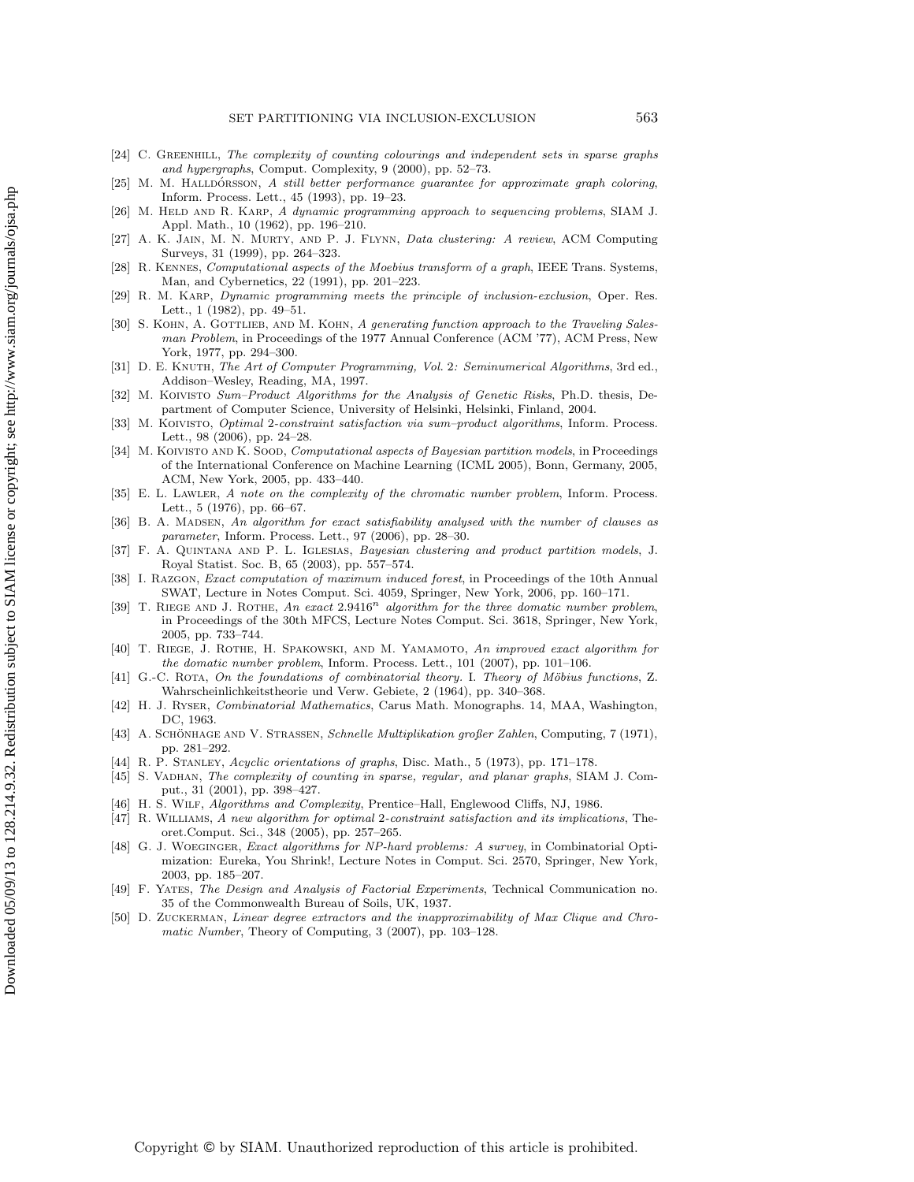[24] C. Greenhill, *The complexity of counting colourings and independent sets in sparse graphs and hypergraphs*, Comput. Complexity, 9 (2000), pp. 52–73.

[25] M. M. Halldórsson, *A still better performance guarantee for approximate graph coloring*, Inform. Process. Lett., 45 (1993), pp. 19–23.

[26] M. Held and R. Karp, *A dynamic programming approach to sequencing problems*, SIAM J. Appl. Math., 10 (1962), pp. 196–210.

[27] A. K. Jain, M. N. Murty, and P. J. Flynn, *Data clustering: A review*, ACM Computing Surveys, 31 (1999), pp. 264–323.

[28] R. Kennes, *Computational aspects of the Moebius transform of a graph*, IEEE Trans. Systems, Man, and Cybernetics, 22 (1991), pp. 201–223.

[29] R. M. Karp, *Dynamic programming meets the principle of inclusion-exclusion*, Oper. Res. Lett., 1 (1982), pp. 49–51.

[30] S. Kohn, A. Gottlieb, and M. Kohn, *A generating function approach to the Traveling Salesman Problem*, in Proceedings of the 1977 Annual Conference (ACM '77), ACM Press, New York, 1977, pp. 294–300.

[31] D. E. Knuth, *The Art of Computer Programming, Vol.* 2*: Seminumerical Algorithms*, 3rd ed., Addison–Wesley, Reading, MA, 1997.

[32] M. Koivisto *Sum–Product Algorithms for the Analysis of Genetic Risks*, Ph.D. thesis, Department of Computer Science, University of Helsinki, Helsinki, Finland, 2004.

[33] M. Koivisto, *Optimal* 2*-constraint satisfaction via sum–product algorithms*, Inform. Process. Lett., 98 (2006), pp. 24–28.

[34] M. Koivisto and K. Sood, *Computational aspects of Bayesian partition models*, in Proceedings of the International Conference on Machine Learning (ICML 2005), Bonn, Germany, 2005, ACM, New York, 2005, pp. 433–440.

[35] E. L. Lawler, *A note on the complexity of the chromatic number problem*, Inform. Process. Lett., 5 (1976), pp. 66–67.

[36] B. A. Madsen, *An algorithm for exact satisfiability analysed with the number of clauses as parameter*, Inform. Process. Lett., 97 (2006), pp. 28–30.

[37] F. A. Quintana and P. L. Iglesias, *Bayesian clustering and product partition models*, J. Royal Statist. Soc. B, 65 (2003), pp. 557–574.

[38] I. Razgon, *Exact computation of maximum induced forest*, in Proceedings of the 10th Annual SWAT, Lecture in Notes Comput. Sci. 4059, Springer, New York, 2006, pp. 160–171.

[39] T. Riege and J. Rothe, *An exact* $2.9416^n$ *algorithm for the three domatic number problem*, in Proceedings of the 30th MFCS, Lecture Notes Comput. Sci. 3618, Springer, New York, 2005, pp. 733–744.

[40] T. Riege, J. Rothe, H. Spakowski, and M. Yamamoto, *An improved exact algorithm for the domatic number problem*, Inform. Process. Lett., 101 (2007), pp. 101–106.

[41] G.-C. Rota, *On the foundations of combinatorial theory.* I. *Theory of Möbius functions*, Z. Wahrscheinlichkeitstheorie und Verw. Gebiete, 2 (1964), pp. 340–368.

[42] H. J. Ryser, *Combinatorial Mathematics*, Carus Math. Monographs. 14, MAA, Washington, DC, 1963.

[43] A. Schönhage and V. Strassen, *Schnelle Multiplikation großer Zahlen*, Computing, 7 (1971), pp. 281–292.

[44] R. P. Stanley, *Acyclic orientations of graphs*, Disc. Math., 5 (1973), pp. 171–178.

[45] S. Vadhan, *The complexity of counting in sparse, regular, and planar graphs*, SIAM J. Comput., 31 (2001), pp. 398–427.

[46] H. S. Wilf, *Algorithms and Complexity*, Prentice–Hall, Englewood Cliffs, NJ, 1986.

[47] R. Williams, *A new algorithm for optimal* 2*-constraint satisfaction and its implications*, Theoret.Comput. Sci., 348 (2005), pp. 257–265.

[48] G. J. Woeginger, *Exact algorithms for NP-hard problems: A survey*, in Combinatorial Optimization: Eureka, You Shrink!, Lecture Notes in Comput. Sci. 2570, Springer, New York, 2003, pp. 185–207.

[49] F. Yates, *The Design and Analysis of Factorial Experiments*, Technical Communication no. 35 of the Commonwealth Bureau of Soils, UK, 1937.

[50] D. Zuckerman, *Linear degree extractors and the inapproximability of Max Clique and Chromatic Number*, Theory of Computing, 3 (2007), pp. 103–128.